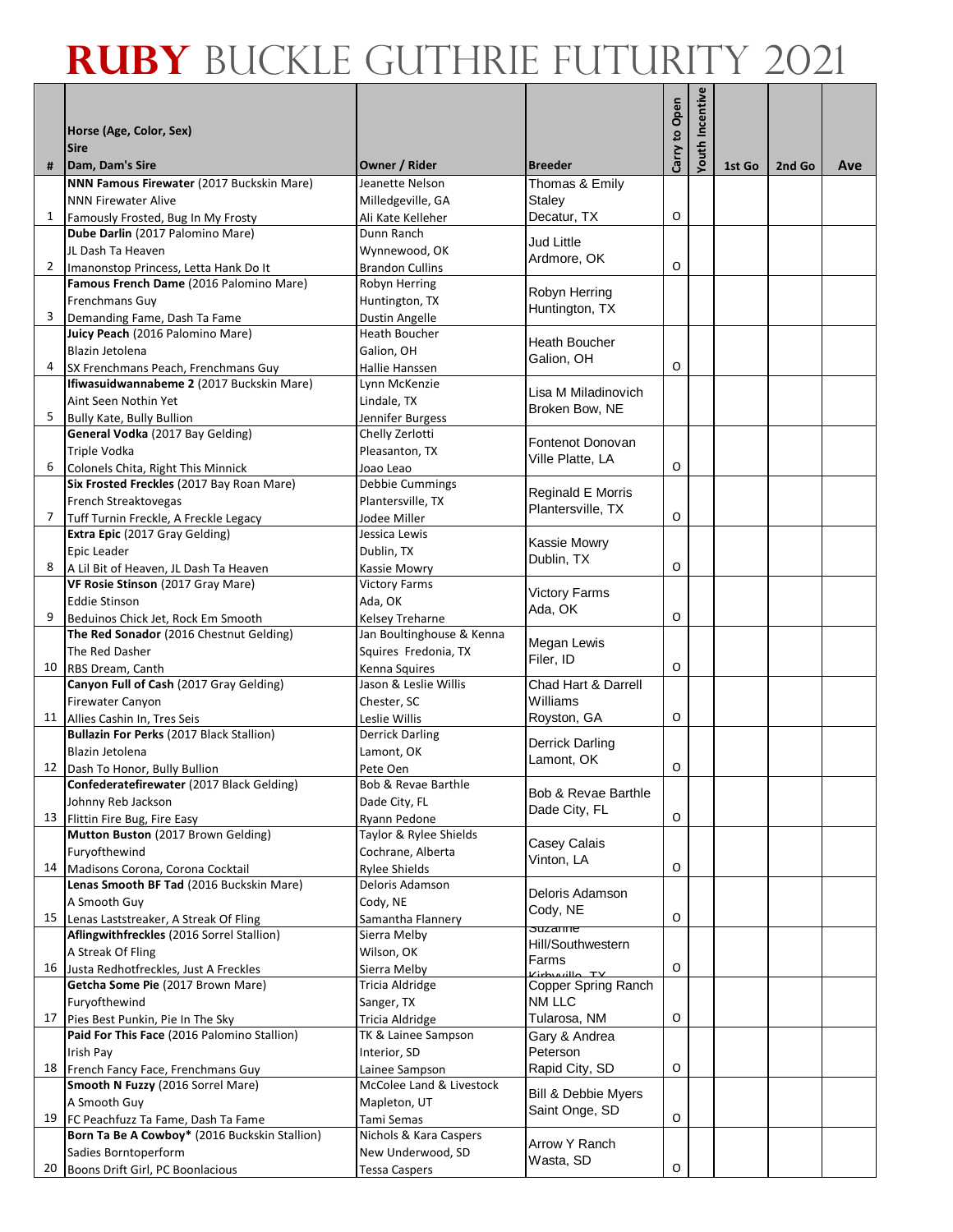# RUBY BUCKLE GUTHRIE FUTURITY 2021

| # | Horse (Age, Color, Sex)<br>Sire<br>Dam, Dam's Sire | Owner / Rider | Breeder | Carry to Open | Youth Incentive | 1st Go | 2nd Go | Ave |
|---|---|---|---|---|---|---|---|---|
| 1 | **NNN Famous Firewater** (2017 Buckskin Mare)<br>NNN Firewater Alive<br>Famously Frosted, Bug In My Frosty | Jeanette Nelson<br>Milledgeville, GA<br>Ali Kate Kelleher | Thomas & Emily Staley<br>Decatur, TX | O | | | | |
| 2 | **Dube Darlin** (2017 Palomino Mare)<br>JL Dash Ta Heaven<br>Imanonstop Princess, Letta Hank Do It | Dunn Ranch<br>Wynnewood, OK<br>Brandon Cullins | Jud Little<br>Ardmore, OK | O | | | | |
| 3 | **Famous French Dame** (2016 Palomino Mare)<br>Frenchmans Guy<br>Demanding Fame, Dash Ta Fame | Robyn Herring<br>Huntington, TX<br>Dustin Angelle | Robyn Herring<br>Huntington, TX | | | | | |
| 4 | **Juicy Peach** (2016 Palomino Mare)<br>Blazin Jetolena<br>SX Frenchmans Peach, Frenchmans Guy | Heath Boucher<br>Galion, OH<br>Hallie Hanssen | Heath Boucher<br>Galion, OH | O | | | | |
| 5 | **Ifiwasuidwannabeme 2** (2017 Buckskin Mare)<br>Aint Seen Nothin Yet<br>Bully Kate, Bully Bullion | Lynn McKenzie<br>Lindale, TX<br>Jennifer Burgess | Lisa M Miladinovich<br>Broken Bow, NE | | | | | |
| 6 | **General Vodka** (2017 Bay Gelding)<br>Triple Vodka<br>Colonels Chita, Right This Minnick | Chelly Zerlotti<br>Pleasanton, TX<br>Joao Leao | Fontenot Donovan<br>Ville Platte, LA | O | | | | |
| 7 | **Six Frosted Freckles** (2017 Bay Roan Mare)<br>French Streaktovegas<br>Tuff Turnin Freckle, A Freckle Legacy | Debbie Cummings<br>Plantersville, TX<br>Jodee Miller | Reginald E Morris<br>Plantersville, TX | O | | | | |
| 8 | **Extra Epic** (2017 Gray Gelding)<br>Epic Leader<br>A Lil Bit of Heaven, JL Dash Ta Heaven | Jessica Lewis<br>Dublin, TX<br>Kassie Mowry | Kassie Mowry<br>Dublin, TX | O | | | | |
| 9 | **VF Rosie Stinson** (2017 Gray Mare)<br>Eddie Stinson<br>Beduinos Chick Jet, Rock Em Smooth | Victory Farms<br>Ada, OK<br>Kelsey Treharne | Victory Farms<br>Ada, OK | O | | | | |
| 10 | **The Red Sonador** (2016 Chestnut Gelding)<br>The Red Dasher<br>RBS Dream, Canth | Jan Boultinghouse & Kenna Squires Fredonia, TX<br>Kenna Squires | Megan Lewis<br>Filer, ID | O | | | | |
| 11 | **Canyon Full of Cash** (2017 Gray Gelding)<br>Firewater Canyon<br>Allies Cashin In, Tres Seis | Jason & Leslie Willis<br>Chester, SC<br>Leslie Willis | Chad Hart & Darrell Williams<br>Royston, GA | O | | | | |
| 12 | **Bullazin For Perks** (2017 Black Stallion)<br>Blazin Jetolena<br>Dash To Honor, Bully Bullion | Derrick Darling<br>Lamont, OK<br>Pete Oen | Derrick Darling<br>Lamont, OK | O | | | | |
| 13 | **Confederatefirewater** (2017 Black Gelding)<br>Johnny Reb Jackson<br>Flittin Fire Bug, Fire Easy | Bob & Revae Barthle<br>Dade City, FL<br>Ryann Pedone | Bob & Revae Barthle<br>Dade City, FL | O | | | | |
| 14 | **Mutton Buston** (2017 Brown Gelding)<br>Furyofthewind<br>Madisons Corona, Corona Cocktail | Taylor & Rylee Shields<br>Cochrane, Alberta<br>Rylee Shields | Casey Calais<br>Vinton, LA | O | | | | |
| 15 | **Lenas Smooth BF Tad** (2016 Buckskin Mare)<br>A Smooth Guy<br>Lenas Laststreaker, A Streak Of Fling | Deloris Adamson<br>Cody, NE<br>Samantha Flannery | Deloris Adamson<br>Cody, NE | O | | | | |
| 16 | **Aflingwithfreckles** (2016 Sorrel Stallion)<br>A Streak Of Fling<br>Justa Redhotfreckles, Just A Freckles | Sierra Melby<br>Wilson, OK<br>Sierra Melby | Suzanne Hill/Southwestern Farms<br>Kirbyville, TX | O | | | | |
| 17 | **Getcha Some Pie** (2017 Brown Mare)<br>Furyofthewind<br>Pies Best Punkin, Pie In The Sky | Tricia Aldridge<br>Sanger, TX<br>Tricia Aldridge | Copper Spring Ranch NM LLC<br>Tularosa, NM | O | | | | |
| 18 | **Paid For This Face** (2016 Palomino Stallion)<br>Irish Pay<br>French Fancy Face, Frenchmans Guy | TK & Lainee Sampson<br>Interior, SD<br>Lainee Sampson | Gary & Andrea Peterson<br>Rapid City, SD | O | | | | |
| 19 | **Smooth N Fuzzy** (2016 Sorrel Mare)<br>A Smooth Guy<br>FC Peachfuzz Ta Fame, Dash Ta Fame | McColee Land & Livestock<br>Mapleton, UT<br>Tami Semas | Bill & Debbie Myers<br>Saint Onge, SD | O | | | | |
| 20 | **Born Ta Be A Cowboy*** (2016 Buckskin Stallion)<br>Sadies Borntoperform<br>Boons Drift Girl, PC Boonlacious | Nichols & Kara Caspers<br>New Underwood, SD<br>Tessa Caspers | Arrow Y Ranch<br>Wasta, SD | O | | | | |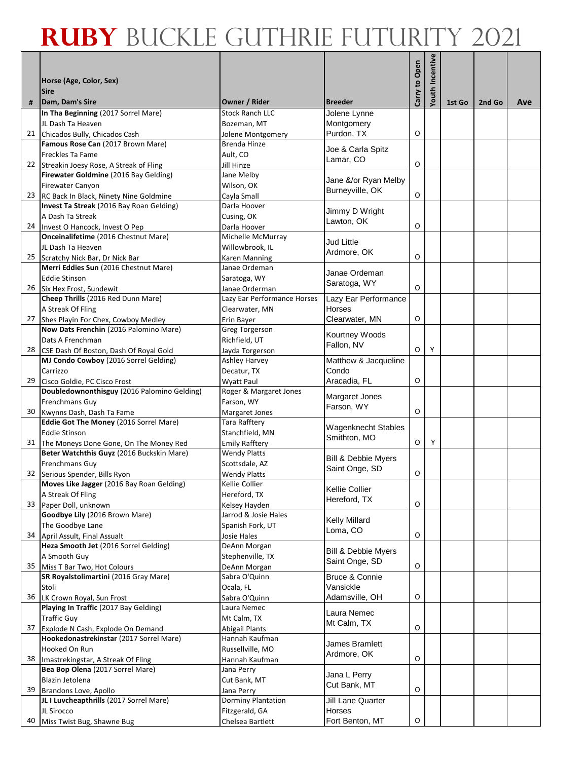# RUBY BUCKLE GUTHRIE FUTURITY 2021

| # | Horse (Age, Color, Sex)<br>Sire<br>Dam, Dam's Sire | Owner / Rider | Breeder | Carry to Open | Youth Incentive | 1st Go | 2nd Go | Ave |
|---|---|---|---|---|---|---|---|---|
| 21 | **In Tha Beginning** (2017 Sorrel Mare)<br>JL Dash Ta Heaven<br>Chicados Bully, Chicados Cash | Stock Ranch LLC<br>Bozeman, MT<br>Jolene Montgomery | Jolene Lynne Montgomery<br>Purdon, TX | O | | | | |
| 22 | **Famous Rose Can** (2017 Brown Mare)<br>Freckles Ta Fame<br>Streakin Joesy Rose, A Streak of Fling | Brenda Hinze<br>Ault, CO<br>Jill Hinze | Joe & Carla Spitz<br>Lamar, CO | O | | | | |
| 23 | **Firewater Goldmine** (2016 Bay Gelding)<br>Firewater Canyon<br>RC Back In Black, Ninety Nine Goldmine | Jane Melby<br>Wilson, OK<br>Cayla Small | Jane &/or Ryan Melby<br>Burneyville, OK | O | | | | |
| 24 | **Invest Ta Streak** (2016 Bay Roan Gelding)<br>A Dash Ta Streak<br>Invest O Hancock, Invest O Pep | Darla Hoover<br>Cusing, OK<br>Darla Hoover | Jimmy D Wright<br>Lawton, OK | O | | | | |
| 25 | **Onceinalifetime** (2016 Chestnut Mare)<br>JL Dash Ta Heaven<br>Scratchy Nick Bar, Dr Nick Bar | Michelle McMurray<br>Willowbrook, IL<br>Karen Manning | Jud Little<br>Ardmore, OK | O | | | | |
| 26 | **Merri Eddies Sun** (2016 Chestnut Mare)<br>Eddie Stinson<br>Six Hex Frost, Sundewit | Janae Ordeman<br>Saratoga, WY<br>Janae Orderman | Janae Ordeman<br>Saratoga, WY | O | | | | |
| 27 | **Cheep Thrills** (2016 Red Dunn Mare)<br>A Streak Of Fling<br>Shes Playin For Chex, Cowboy Medley | Lazy Ear Performance Horses<br>Clearwater, MN<br>Erin Bayer | Lazy Ear Performance Horses<br>Clearwater, MN | O | | | | |
| 28 | **Now Dats Frenchin** (2016 Palomino Mare)<br>Dats A Frenchman<br>CSE Dash Of Boston, Dash Of Royal Gold | Greg Torgerson<br>Richfield, UT<br>Jayda Torgerson | Kourtney Woods<br>Fallon, NV | O | Y | | | |
| 29 | **MJ Condo Cowboy** (2016 Sorrel Gelding)<br>Carrizzo<br>Cisco Goldie, PC Cisco Frost | Ashley Harvey<br>Decatur, TX<br>Wyatt Paul | Matthew & Jacqueline Condo<br>Aracadia, FL | O | | | | |
| 30 | **Doubledownonthisguy** (2016 Palomino Gelding)<br>Frenchmans Guy<br>Kwynns Dash, Dash Ta Fame | Roger & Margaret Jones<br>Farson, WY<br>Margaret Jones | Margaret Jones<br>Farson, WY | O | | | | |
| 31 | **Eddie Got The Money** (2016 Sorrel Mare)<br>Eddie Stinson<br>The Moneys Done Gone, On The Money Red | Tara Rafftery<br>Stanchfield, MN<br>Emily Rafftery | Wagenknecht Stables<br>Smithton, MO | O | Y | | | |
| 32 | **Beter Watchthis Guyz** (2016 Buckskin Mare)<br>Frenchmans Guy<br>Serious Spender, Bills Ryon | Wendy Platts<br>Scottsdale, AZ<br>Wendy Platts | Bill & Debbie Myers<br>Saint Onge, SD | O | | | | |
| 33 | **Moves Like Jagger** (2016 Bay Roan Gelding)<br>A Streak Of Fling<br>Paper Doll, unknown | Kellie Collier<br>Hereford, TX<br>Kelsey Hayden | Kellie Collier<br>Hereford, TX | O | | | | |
| 34 | **Goodbye Lily** (2016 Brown Mare)<br>The Goodbye Lane<br>April Assult, Final Assualt | Jarrod & Josie Hales<br>Spanish Fork, UT<br>Josie Hales | Kelly Millard<br>Loma, CO | O | | | | |
| 35 | **Heza Smooth Jet** (2016 Sorrel Gelding)<br>A Smooth Guy<br>Miss T Bar Two, Hot Colours | DeAnn Morgan<br>Stephenville, TX<br>DeAnn Morgan | Bill & Debbie Myers<br>Saint Onge, SD | O | | | | |
| 36 | **SR Royalstolimartini** (2016 Gray Mare)<br>Stoli<br>LK Crown Royal, Sun Frost | Sabra O'Quinn<br>Ocala, FL<br>Sabra O'Quinn | Bruce & Connie Vansickle<br>Adamsville, OH | O | | | | |
| 37 | **Playing In Traffic** (2017 Bay Gelding)<br>Traffic Guy<br>Explode N Cash, Explode On Demand | Laura Nemec<br>Mt Calm, TX<br>Abigail Plants | Laura Nemec<br>Mt Calm, TX | O | | | | |
| 38 | **Hookedonastrekinstar** (2017 Sorrel Mare)<br>Hooked On Run<br>Imastrekingstar, A Streak Of Fling | Hannah Kaufman<br>Russellville, MO<br>Hannah Kaufman | James Bramlett<br>Ardmore, OK | O | | | | |
| 39 | **Bea Bop Olena** (2017 Sorrel Mare)<br>Blazin Jetolena<br>Brandons Love, Apollo | Jana Perry<br>Cut Bank, MT<br>Jana Perry | Jana L Perry<br>Cut Bank, MT | O | | | | |
| 40 | **JL I Luvcheapthrills** (2017 Sorrel Mare)<br>JL Sirocco<br>Miss Twist Bug, Shawne Bug | Dorminy Plantation<br>Fitzgerald, GA<br>Chelsea Bartlett | Jill Lane Quarter Horses<br>Fort Benton, MT | O | | | | |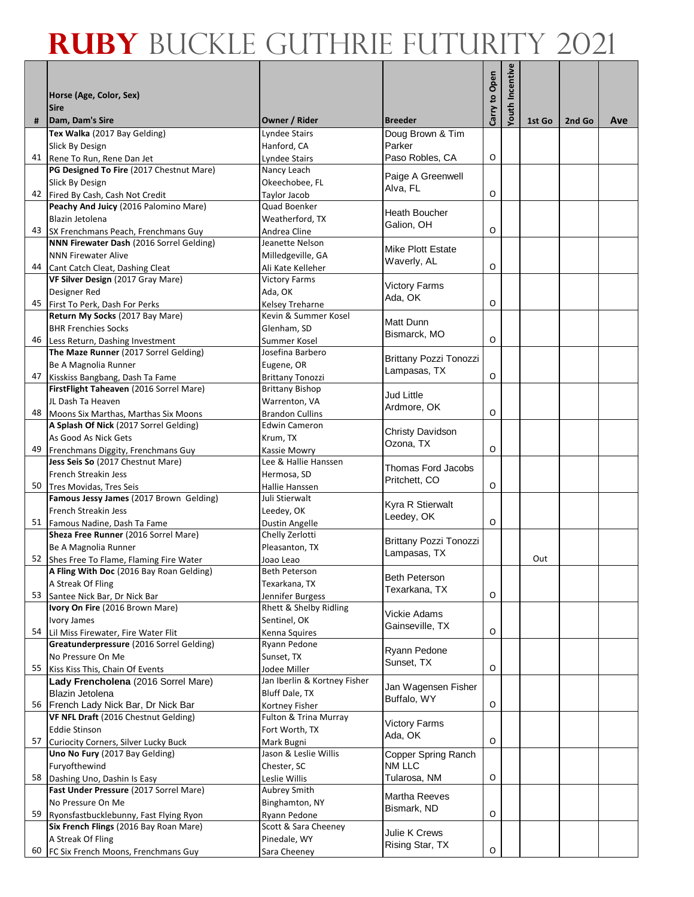# RUBY BUCKLE GUTHRIE FUTURITY 2021

| # | Horse (Age, Color, Sex)<br>Sire<br>Dam, Dam's Sire | Owner / Rider | Breeder | Carry to Open | Youth Incentive | 1st Go | 2nd Go | Ave |
|---|---|---|---|---|---|---|---|---|
| 41 | **Tex Walka** (2017 Bay Gelding)<br>Slick By Design<br>Rene To Run, Rene Dan Jet | Lyndee Stairs<br>Hanford, CA<br>Lyndee Stairs | Doug Brown & Tim Parker<br>Paso Robles, CA | O | | | | |
| 42 | **PG Designed To Fire** (2017 Chestnut Mare)<br>Slick By Design<br>Fired By Cash, Cash Not Credit | Nancy Leach<br>Okeechobee, FL<br>Taylor Jacob | Paige A Greenwell<br>Alva, FL | O | | | | |
| 43 | **Peachy And Juicy** (2016 Palomino Mare)<br>Blazin Jetolena<br>SX Frenchmans Peach, Frenchmans Guy | Quad Boenker<br>Weatherford, TX<br>Andrea Cline | Heath Boucher<br>Galion, OH | O | | | | |
| 44 | **NNN Firewater Dash** (2016 Sorrel Gelding)<br>NNN Firewater Alive<br>Cant Catch Cleat, Dashing Cleat | Jeanette Nelson<br>Milledgeville, GA<br>Ali Kate Kelleher | Mike Plott Estate<br>Waverly, AL | O | | | | |
| 45 | **VF Silver Design** (2017 Gray Mare)<br>Designer Red<br>First To Perk, Dash For Perks | Victory Farms<br>Ada, OK<br>Kelsey Treharne | Victory Farms<br>Ada, OK | O | | | | |
| 46 | **Return My Socks** (2017 Bay Mare)<br>BHR Frenchies Socks<br>Less Return, Dashing Investment | Kevin & Summer Kosel<br>Glenham, SD<br>Summer Kosel | Matt Dunn<br>Bismarck, MO | O | | | | |
| 47 | **The Maze Runner** (2017 Sorrel Gelding)<br>Be A Magnolia Runner<br>Kisskiss Bangbang, Dash Ta Fame | Josefina Barbero<br>Eugene, OR<br>Brittany Tonozzi | Brittany Pozzi Tonozzi<br>Lampasas, TX | O | | | | |
| 48 | **FirstFlight Taheaven** (2016 Sorrel Mare)<br>JL Dash Ta Heaven<br>Moons Six Marthas, Marthas Six Moons | Brittany Bishop<br>Warrenton, VA<br>Brandon Cullins | Jud Little<br>Ardmore, OK | O | | | | |
| 49 | **A Splash Of Nick** (2017 Sorrel Gelding)<br>As Good As Nick Gets<br>Frenchmans Diggity, Frenchmans Guy | Edwin Cameron<br>Krum, TX<br>Kassie Mowry | Christy Davidson<br>Ozona, TX | O | | | | |
| 50 | **Jess Seis So** (2017 Chestnut Mare)<br>French Streakin Jess<br>Tres Movidas, Tres Seis | Lee & Hallie Hanssen<br>Hermosa, SD<br>Hallie Hanssen | Thomas Ford Jacobs<br>Pritchett, CO | O | | | | |
| 51 | **Famous Jessy James** (2017 Brown Gelding)<br>French Streakin Jess<br>Famous Nadine, Dash Ta Fame | Juli Stierwalt<br>Leedey, OK<br>Dustin Angelle | Kyra R Stierwalt<br>Leedey, OK | O | | | | |
| 52 | **Sheza Free Runner** (2016 Sorrel Mare)<br>Be A Magnolia Runner<br>Shes Free To Flame, Flaming Fire Water | Chelly Zerlotti<br>Pleasanton, TX<br>Joao Leao | Brittany Pozzi Tonozzi<br>Lampasas, TX | | | Out | | |
| 53 | **A Fling With Doc** (2016 Bay Roan Gelding)<br>A Streak Of Fling<br>Santee Nick Bar, Dr Nick Bar | Beth Peterson<br>Texarkana, TX<br>Jennifer Burgess | Beth Peterson<br>Texarkana, TX | O | | | | |
| 54 | **Ivory On Fire** (2016 Brown Mare)<br>Ivory James<br>Lil Miss Firewater, Fire Water Flit | Rhett & Shelby Ridling<br>Sentinel, OK<br>Kenna Squires | Vickie Adams<br>Gainseville, TX | O | | | | |
| 55 | **Greatunderpressure** (2016 Sorrel Gelding)<br>No Pressure On Me<br>Kiss Kiss This, Chain Of Events | Ryann Pedone<br>Sunset, TX<br>Jodee Miller | Ryann Pedone<br>Sunset, TX | O | | | | |
| 56 | **Lady Frencholena** (2016 Sorrel Mare)<br>Blazin Jetolena<br>French Lady Nick Bar, Dr Nick Bar | Jan Iberlin & Kortney Fisher<br>Bluff Dale, TX<br>Kortney Fisher | Jan Wagensen Fisher<br>Buffalo, WY | O | | | | |
| 57 | **VF NFL Draft** (2016 Chestnut Gelding)<br>Eddie Stinson<br>Curiocity Corners, Silver Lucky Buck | Fulton & Trina Murray<br>Fort Worth, TX<br>Mark Bugni | Victory Farms<br>Ada, OK | O | | | | |
| 58 | **Uno No Fury** (2017 Bay Gelding)<br>Furyofthewind<br>Dashing Uno, Dashin Is Easy | Jason & Leslie Willis<br>Chester, SC<br>Leslie Willis | Copper Spring Ranch NM LLC<br>Tularosa, NM | O | | | | |
| 59 | **Fast Under Pressure** (2017 Sorrel Mare)<br>No Pressure On Me<br>Ryonsfastbucklebunny, Fast Flying Ryon | Aubrey Smith<br>Binghamton, NY<br>Ryann Pedone | Martha Reeves<br>Bismark, ND | O | | | | |
| 60 | **Six French Flings** (2016 Bay Roan Mare)<br>A Streak Of Fling<br>FC Six French Moons, Frenchmans Guy | Scott & Sara Cheeney<br>Pinedale, WY<br>Sara Cheeney | Julie K Crews<br>Rising Star, TX | O | | | | |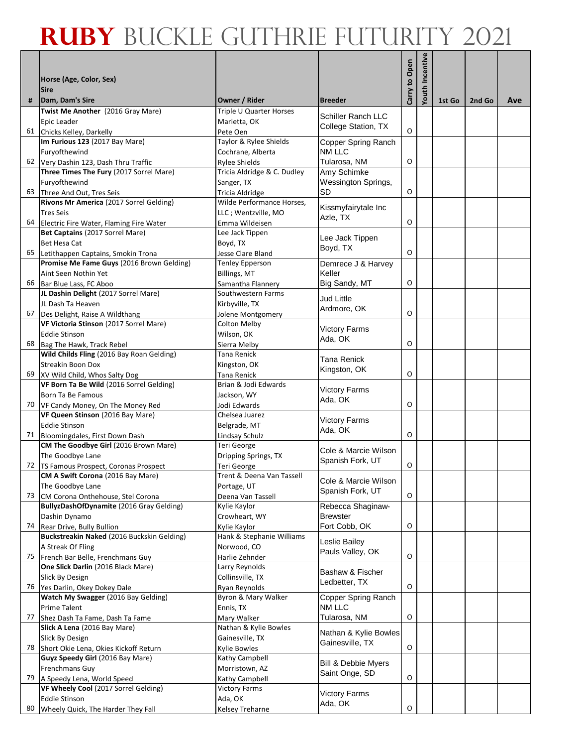# RUBY BUCKLE GUTHRIE FUTURITY 2021

| # | Horse (Age, Color, Sex)<br>Sire<br>Dam, Dam's Sire | Owner / Rider | Breeder | Carry to Open | Youth Incentive | 1st Go | 2nd Go | Ave |
|---|---|---|---|---|---|---|---|---|
| 61 | **Twist Me Another** (2016 Gray Mare)<br>Epic Leader<br>Chicks Kelley, Darkelly | Triple U Quarter Horses<br>Marietta, OK<br>Pete Oen | Schiller Ranch LLC<br>College Station, TX | O | | | | |
| 62 | **Im Furious 123** (2017 Bay Mare)<br>Furyofthewind<br>Very Dashin 123, Dash Thru Traffic | Taylor & Rylee Shields<br>Cochrane, Alberta<br>Rylee Shields | Copper Spring Ranch NM LLC<br>Tularosa, NM | O | | | | |
| 63 | **Three Times The Fury** (2017 Sorrel Mare)<br>Furyofthewind<br>Three And Out, Tres Seis | Tricia Aldridge & C. Dudley<br>Sanger, TX<br>Tricia Aldridge | Amy Schimke<br>Wessington Springs, SD | O | | | | |
| 64 | **Rivons Mr America** (2017 Sorrel Gelding)<br>Tres Seis<br>Electric Fire Water, Flaming Fire Water | Wilde Performance Horses, LLC ; Wentzville, MO<br>Emma Wildeisen | Kissmyfairytale Inc<br>Azle, TX | O | | | | |
| 65 | **Bet Captains** (2017 Sorrel Mare)<br>Bet Hesa Cat<br>Letithappen Captains, Smokin Trona | Lee Jack Tippen<br>Boyd, TX<br>Jesse Clare Bland | Lee Jack Tippen<br>Boyd, TX | O | | | | |
| 66 | **Promise Me Fame Guys** (2016 Brown Gelding)<br>Aint Seen Nothin Yet<br>Bar Blue Lass, FC Aboo | Tenley Epperson<br>Billings, MT<br>Samantha Flannery | Demrece J & Harvey Keller<br>Big Sandy, MT | O | | | | |
| 67 | **JL Dashin Delight** (2017 Sorrel Mare)<br>JL Dash Ta Heaven<br>Des Delight, Raise A Wildthang | Southwestern Farms<br>Kirbyville, TX<br>Jolene Montgomery | Jud Little<br>Ardmore, OK | O | | | | |
| 68 | **VF Victoria Stinson** (2017 Sorrel Mare)<br>Eddie Stinson<br>Bag The Hawk, Track Rebel | Colton Melby<br>Wilson, OK<br>Sierra Melby | Victory Farms<br>Ada, OK | O | | | | |
| 69 | **Wild Childs Fling** (2016 Bay Roan Gelding)<br>Streakin Boon Dox<br>XV Wild Child, Whos Salty Dog | Tana Renick<br>Kingston, OK<br>Tana Renick | Tana Renick<br>Kingston, OK | O | | | | |
| 70 | **VF Born Ta Be Wild** (2016 Sorrel Gelding)<br>Born Ta Be Famous<br>VF Candy Money, On The Money Red | Brian & Jodi Edwards<br>Jackson, WY<br>Jodi Edwards | Victory Farms<br>Ada, OK | O | | | | |
| 71 | **VF Queen Stinson** (2016 Bay Mare)<br>Eddie Stinson<br>Bloomingdales, First Down Dash | Chelsea Juarez<br>Belgrade, MT<br>Lindsay Schulz | Victory Farms<br>Ada, OK | O | | | | |
| 72 | **CM The Goodbye Girl** (2016 Brown Mare)<br>The Goodbye Lane<br>TS Famous Prospect, Coronas Prospect | Teri George<br>Dripping Springs, TX<br>Teri George | Cole & Marcie Wilson<br>Spanish Fork, UT | O | | | | |
| 73 | **CM A Swift Corona** (2016 Bay Mare)<br>The Goodbye Lane<br>CM Corona Onthehouse, Stel Corona | Trent & Deena Van Tassell<br>Portage, UT<br>Deena Van Tassell | Cole & Marcie Wilson<br>Spanish Fork, UT | O | | | | |
| 74 | **BullyzDashOfDynamite** (2016 Gray Gelding)<br>Dashin Dynamo<br>Rear Drive, Bully Bullion | Kylie Kaylor<br>Crowheart, WY<br>Kylie Kaylor | Rebecca Shaginaw-Brewster<br>Fort Cobb, OK | O | | | | |
| 75 | **Buckstreakin Naked** (2016 Buckskin Gelding)<br>A Streak Of Fling<br>French Bar Belle, Frenchmans Guy | Hank & Stephanie Williams<br>Norwood, CO<br>Harlie Zehnder | Leslie Bailey<br>Pauls Valley, OK | O | | | | |
| 76 | **One Slick Darlin** (2016 Black Mare)<br>Slick By Design<br>Yes Darlin, Okey Dokey Dale | Larry Reynolds<br>Collinsville, TX<br>Ryan Reynolds | Bashaw & Fischer<br>Ledbetter, TX | O | | | | |
| 77 | **Watch My Swagger** (2016 Bay Gelding)<br>Prime Talent<br>Shez Dash Ta Fame, Dash Ta Fame | Byron & Mary Walker<br>Ennis, TX<br>Mary Walker | Copper Spring Ranch NM LLC<br>Tularosa, NM | O | | | | |
| 78 | **Slick A Lena** (2016 Bay Mare)<br>Slick By Design<br>Short Okie Lena, Okies Kickoff Return | Nathan & Kylie Bowles<br>Gainesville, TX<br>Kylie Bowles | Nathan & Kylie Bowles<br>Gainesville, TX | O | | | | |
| 79 | **Guyz Speedy Girl** (2016 Bay Mare)<br>Frenchmans Guy<br>A Speedy Lena, World Speed | Kathy Campbell<br>Morristown, AZ<br>Kathy Campbell | Bill & Debbie Myers<br>Saint Onge, SD | O | | | | |
| 80 | **VF Wheely Cool** (2017 Sorrel Gelding)<br>Eddie Stinson<br>Wheely Quick, The Harder They Fall | Victory Farms<br>Ada, OK<br>Kelsey Treharne | Victory Farms<br>Ada, OK | O | | | | |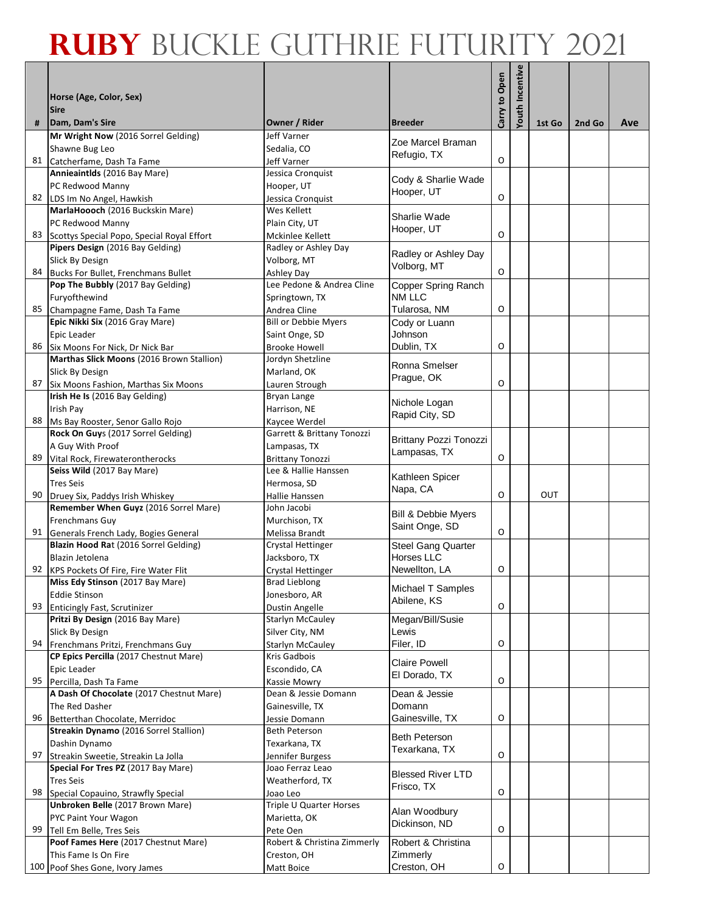# RUBY BUCKLE GUTHRIE FUTURITY 2021

| # | Horse (Age, Color, Sex)<br>Sire<br>Dam, Dam's Sire | Owner / Rider | Breeder | Carry to Open | Youth Incentive | 1st Go | 2nd Go | Ave |
|---|---|---|---|---|---|---|---|---|
| 81 | **Mr Wright Now** (2016 Sorrel Gelding)<br>Shawne Bug Leo<br>Catcherfame, Dash Ta Fame | Jeff Varner<br>Sedalia, CO<br>Jeff Varner | Zoe Marcel Braman<br>Refugio, TX | O | | | | |
| 82 | **Annieaintlds** (2016 Bay Mare)<br>PC Redwood Manny<br>LDS Im No Angel, Hawkish | Jessica Cronquist<br>Hooper, UT<br>Jessica Cronquist | Cody & Sharlie Wade<br>Hooper, UT | O | | | | |
| 83 | **MarlaHoooch** (2016 Buckskin Mare)<br>PC Redwood Manny<br>Scottys Special Popo, Special Royal Effort | Wes Kellett<br>Plain City, UT<br>Mckinlee Kellett | Sharlie Wade<br>Hooper, UT | O | | | | |
| 84 | **Pipers Design** (2016 Bay Gelding)<br>Slick By Design<br>Bucks For Bullet, Frenchmans Bullet | Radley or Ashley Day<br>Volborg, MT<br>Ashley Day | Radley or Ashley Day<br>Volborg, MT | O | | | | |
| 85 | **Pop The Bubbly** (2017 Bay Gelding)<br>Furyofthewind<br>Champagne Fame, Dash Ta Fame | Lee Pedone & Andrea Cline<br>Springtown, TX<br>Andrea Cline | Copper Spring Ranch NM LLC<br>Tularosa, NM | O | | | | |
| 86 | **Epic Nikki Six** (2016 Gray Mare)<br>Epic Leader<br>Six Moons For Nick, Dr Nick Bar | Bill or Debbie Myers<br>Saint Onge, SD<br>Brooke Howell | Cody or Luann Johnson<br>Dublin, TX | O | | | | |
| 87 | **Marthas Slick Moons** (2016 Brown Stallion)<br>Slick By Design<br>Six Moons Fashion, Marthas Six Moons | Jordyn Shetzline<br>Marland, OK<br>Lauren Strough | Ronna Smelser<br>Prague, OK | O | | | | |
| 88 | **Irish He Is** (2016 Bay Gelding)<br>Irish Pay<br>Ms Bay Rooster, Senor Gallo Rojo | Bryan Lange<br>Harrison, NE<br>Kaycee Werdel | Nichole Logan<br>Rapid City, SD | | | | | |
| 89 | **Rock On Guys** (2017 Sorrel Gelding)<br>A Guy With Proof<br>Vital Rock, Firewaterontherocks | Garrett & Brittany Tonozzi<br>Lampasas, TX<br>Brittany Tonozzi | Brittany Pozzi Tonozzi<br>Lampasas, TX | O | | | | |
| 90 | **Seiss Wild** (2017 Bay Mare)<br>Tres Seis<br>Druey Six, Paddys Irish Whiskey | Lee & Hallie Hanssen<br>Hermosa, SD<br>Hallie Hanssen | Kathleen Spicer<br>Napa, CA | O | | OUT | | |
| 91 | **Remember When Guyz** (2016 Sorrel Mare)<br>Frenchmans Guy<br>Generals French Lady, Bogies General | John Jacobi<br>Murchison, TX<br>Melissa Brandt | Bill & Debbie Myers<br>Saint Onge, SD | O | | | | |
| 92 | **Blazin Hood Rat** (2016 Sorrel Gelding)<br>Blazin Jetolena<br>KPS Pockets Of Fire, Fire Water Flit | Crystal Hettinger<br>Jacksboro, TX<br>Crystal Hettinger | Steel Gang Quarter Horses LLC<br>Newellton, LA | O | | | | |
| 93 | **Miss Edy Stinson** (2017 Bay Mare)<br>Eddie Stinson<br>Enticingly Fast, Scrutinizer | Brad Lieblong<br>Jonesboro, AR<br>Dustin Angelle | Michael T Samples<br>Abilene, KS | O | | | | |
| 94 | **Pritzi By Design** (2016 Bay Mare)<br>Slick By Design<br>Frenchmans Pritzi, Frenchmans Guy | Starlyn McCauley<br>Silver City, NM<br>Starlyn McCauley | Megan/Bill/Susie Lewis<br>Filer, ID | O | | | | |
| 95 | **CP Epics Percilla** (2017 Chestnut Mare)<br>Epic Leader<br>Percilla, Dash Ta Fame | Kris Gadbois<br>Escondido, CA<br>Kassie Mowry | Claire Powell<br>El Dorado, TX | O | | | | |
| 96 | **A Dash Of Chocolate** (2017 Chestnut Mare)<br>The Red Dasher<br>Betterthan Chocolate, Merridoc | Dean & Jessie Domann<br>Gainesville, TX<br>Jessie Domann | Dean & Jessie Domann<br>Gainesville, TX | O | | | | |
| 97 | **Streakin Dynamo** (2016 Sorrel Stallion)<br>Dashin Dynamo<br>Streakin Sweetie, Streakin La Jolla | Beth Peterson<br>Texarkana, TX<br>Jennifer Burgess | Beth Peterson<br>Texarkana, TX | O | | | | |
| 98 | **Special For Tres PZ** (2017 Bay Mare)<br>Tres Seis<br>Special Copauino, Strawfly Special | Joao Ferraz Leao<br>Weatherford, TX<br>Joao Leo | Blessed River LTD<br>Frisco, TX | O | | | | |
| 99 | **Unbroken Belle** (2017 Brown Mare)<br>PYC Paint Your Wagon<br>Tell Em Belle, Tres Seis | Triple U Quarter Horses<br>Marietta, OK<br>Pete Oen | Alan Woodbury<br>Dickinson, ND | O | | | | |
| 100 | **Poof Fames Here** (2017 Chestnut Mare)<br>This Fame Is On Fire<br>Poof Shes Gone, Ivory James | Robert & Christina Zimmerly<br>Creston, OH<br>Matt Boice | Robert & Christina Zimmerly<br>Creston, OH | O | | | | |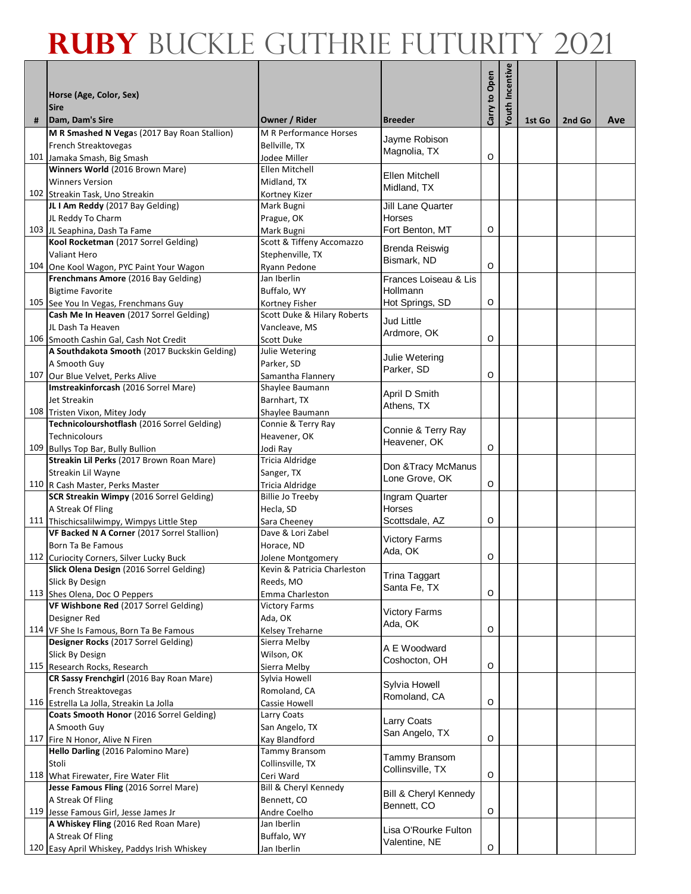# RUBY BUCKLE GUTHRIE FUTURITY 2021

| # | Horse (Age, Color, Sex)<br>Sire<br>Dam, Dam's Sire | Owner / Rider | Breeder | Carry to Open | Youth Incentive | 1st Go | 2nd Go | Ave |
|---|---|---|---|---|---|---|---|---|
| 101 | **M R Smashed N Vegas** (2017 Bay Roan Stallion)<br>French Streaktovegas<br>Jamaka Smash, Big Smash | M R Performance Horses<br>Bellville, TX<br>Jodee Miller | Jayme Robison<br>Magnolia, TX | O | | | | |
| 102 | **Winners World** (2016 Brown Mare)<br>Winners Version<br>Streakin Task, Uno Streakin | Ellen Mitchell<br>Midland, TX<br>Kortney Kizer | Ellen Mitchell<br>Midland, TX | | | | | |
| 103 | **JL I Am Reddy** (2017 Bay Gelding)<br>JL Reddy To Charm<br>JL Seaphina, Dash Ta Fame | Mark Bugni<br>Prague, OK<br>Mark Bugni | Jill Lane Quarter Horses<br>Fort Benton, MT | O | | | | |
| 104 | **Kool Rocketman** (2017 Sorrel Gelding)<br>Valiant Hero<br>One Kool Wagon, PYC Paint Your Wagon | Scott & Tiffeny Accomazzo<br>Stephenville, TX<br>Ryann Pedone | Brenda Reiswig<br>Bismark, ND | O | | | | |
| 105 | **Frenchmans Amore** (2016 Bay Gelding)<br>Bigtime Favorite<br>See You In Vegas, Frenchmans Guy | Jan Iberlin<br>Buffalo, WY<br>Kortney Fisher | Frances Loiseau & Lis Hollmann<br>Hot Springs, SD | O | | | | |
| 106 | **Cash Me In Heaven** (2017 Sorrel Gelding)<br>JL Dash Ta Heaven<br>Smooth Cashin Gal, Cash Not Credit | Scott Duke & Hilary Roberts<br>Vancleave, MS<br>Scott Duke | Jud Little<br>Ardmore, OK | O | | | | |
| 107 | **A Southdakota Smooth** (2017 Buckskin Gelding)<br>A Smooth Guy<br>Our Blue Velvet, Perks Alive | Julie Wetering<br>Parker, SD<br>Samantha Flannery | Julie Wetering<br>Parker, SD | O | | | | |
| 108 | **Imstreakinforcash** (2016 Sorrel Mare)<br>Jet Streakin<br>Tristen Vixon, Mitey Jody | Shaylee Baumann<br>Barnhart, TX<br>Shaylee Baumann | April D Smith<br>Athens, TX | | | | | |
| 109 | **Technicolourshotflash** (2016 Sorrel Gelding)<br>Technicolours<br>Bullys Top Bar, Bully Bullion | Connie & Terry Ray<br>Heavener, OK<br>Jodi Ray | Connie & Terry Ray<br>Heavener, OK | O | | | | |
| 110 | **Streakin Lil Perks** (2017 Brown Roan Mare)<br>Streakin Lil Wayne<br>R Cash Master, Perks Master | Tricia Aldridge<br>Sanger, TX<br>Tricia Aldridge | Don &Tracy McManus<br>Lone Grove, OK | O | | | | |
| 111 | **SCR Streakin Wimpy** (2016 Sorrel Gelding)<br>A Streak Of Fling<br>Thischicsalilwimpy, Wimpys Little Step | Billie Jo Treeby<br>Hecla, SD<br>Sara Cheeney | Ingram Quarter Horses<br>Scottsdale, AZ | O | | | | |
| 112 | **VF Backed N A Corner** (2017 Sorrel Stallion)<br>Born Ta Be Famous<br>Curiocity Corners, Silver Lucky Buck | Dave & Lori Zabel<br>Horace, ND<br>Jolene Montgomery | Victory Farms<br>Ada, OK | O | | | | |
| 113 | **Slick Olena Design** (2016 Sorrel Gelding)<br>Slick By Design<br>Shes Olena, Doc O Peppers | Kevin & Patricia Charleston<br>Reeds, MO<br>Emma Charleston | Trina Taggart<br>Santa Fe, TX | O | | | | |
| 114 | **VF Wishbone Red** (2017 Sorrel Gelding)<br>Designer Red<br>VF She Is Famous, Born Ta Be Famous | Victory Farms<br>Ada, OK<br>Kelsey Treharne | Victory Farms<br>Ada, OK | O | | | | |
| 115 | **Designer Rocks** (2017 Sorrel Gelding)<br>Slick By Design<br>Research Rocks, Research | Sierra Melby<br>Wilson, OK<br>Sierra Melby | A E Woodward<br>Coshocton, OH | O | | | | |
| 116 | **CR Sassy Frenchgirl** (2016 Bay Roan Mare)<br>French Streaktovegas<br>Estrella La Jolla, Streakin La Jolla | Sylvia Howell<br>Romoland, CA<br>Cassie Howell | Sylvia Howell<br>Romoland, CA | O | | | | |
| 117 | **Coats Smooth Honor** (2016 Sorrel Gelding)<br>A Smooth Guy<br>Fire N Honor, Alive N Firen | Larry Coats<br>San Angelo, TX<br>Kay Blandford | Larry Coats<br>San Angelo, TX | O | | | | |
| 118 | **Hello Darling** (2016 Palomino Mare)<br>Stoli<br>What Firewater, Fire Water Flit | Tammy Bransom<br>Collinsville, TX<br>Ceri Ward | Tammy Bransom<br>Collinsville, TX | O | | | | |
| 119 | **Jesse Famous Fling** (2016 Sorrel Mare)<br>A Streak Of Fling<br>Jesse Famous Girl, Jesse James Jr | Bill & Cheryl Kennedy<br>Bennett, CO<br>Andre Coelho | Bill & Cheryl Kennedy<br>Bennett, CO | O | | | | |
| 120 | **A Whiskey Fling** (2016 Red Roan Mare)<br>A Streak Of Fling<br>Easy April Whiskey, Paddys Irish Whiskey | Jan Iberlin<br>Buffalo, WY<br>Jan Iberlin | Lisa O'Rourke Fulton<br>Valentine, NE | O | | | | |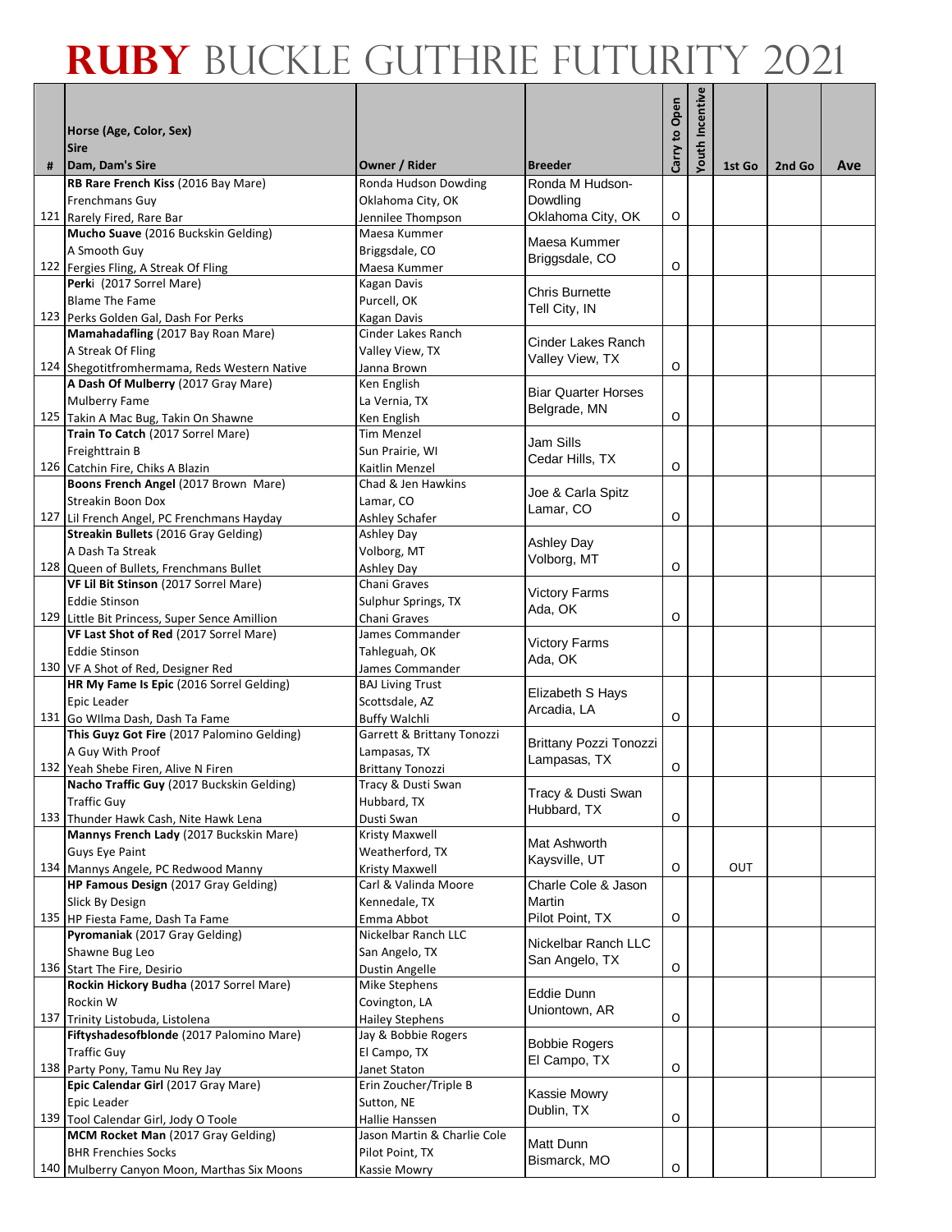# RUBY BUCKLE GUTHRIE FUTURITY 2021

| # | Horse (Age, Color, Sex)<br>Sire<br>Dam, Dam's Sire | Owner / Rider | Breeder | Carry to Open | Youth Incentive | 1st Go | 2nd Go | Ave |
|---|---|---|---|---|---|---|---|---|
| 121 | **RB Rare French Kiss** (2016 Bay Mare)<br>Frenchmans Guy<br>Rarely Fired, Rare Bar | Ronda Hudson Dowding<br>Oklahoma City, OK<br>Jennilee Thompson | Ronda M Hudson-Dowding<br>Oklahoma City, OK | O | | | | |
| 122 | **Mucho Suave** (2016 Buckskin Gelding)<br>A Smooth Guy<br>Fergies Fling, A Streak Of Fling | Maesa Kummer<br>Briggsdale, CO<br>Maesa Kummer | Maesa Kummer<br>Briggsdale, CO | O | | | | |
| 123 | **Perki** (2017 Sorrel Mare)<br>Blame The Fame<br>Perks Golden Gal, Dash For Perks | Kagan Davis<br>Purcell, OK<br>Kagan Davis | Chris Burnette<br>Tell City, IN | | | | | |
| 124 | **Mamahadafling** (2017 Bay Roan Mare)<br>A Streak Of Fling<br>Shegotitfromhermama, Reds Western Native | Cinder Lakes Ranch<br>Valley View, TX<br>Janna Brown | Cinder Lakes Ranch<br>Valley View, TX | O | | | | |
| 125 | **A Dash Of Mulberry** (2017 Gray Mare)<br>Mulberry Fame<br>Takin A Mac Bug, Takin On Shawne | Ken English<br>La Vernia, TX<br>Ken English | Biar Quarter Horses<br>Belgrade, MN | O | | | | |
| 126 | **Train To Catch** (2017 Sorrel Mare)<br>Freighttrain B<br>Catchin Fire, Chiks A Blazin | Tim Menzel<br>Sun Prairie, WI<br>Kaitlin Menzel | Jam Sills<br>Cedar Hills, TX | O | | | | |
| 127 | **Boons French Angel** (2017 Brown Mare)<br>Streakin Boon Dox<br>Lil French Angel, PC Frenchmans Hayday | Chad & Jen Hawkins<br>Lamar, CO<br>Ashley Schafer | Joe & Carla Spitz<br>Lamar, CO | O | | | | |
| 128 | **Streakin Bullets** (2016 Gray Gelding)<br>A Dash Ta Streak<br>Queen of Bullets, Frenchmans Bullet | Ashley Day<br>Volborg, MT<br>Ashley Day | Ashley Day<br>Volborg, MT | O | | | | |
| 129 | **VF Lil Bit Stinson** (2017 Sorrel Mare)<br>Eddie Stinson<br>Little Bit Princess, Super Sence Amillion | Chani Graves<br>Sulphur Springs, TX<br>Chani Graves | Victory Farms<br>Ada, OK | O | | | | |
| 130 | **VF Last Shot of Red** (2017 Sorrel Mare)<br>Eddie Stinson<br>VF A Shot of Red, Designer Red | James Commander<br>Tahleguah, OK<br>James Commander | Victory Farms<br>Ada, OK | | | | | |
| 131 | **HR My Fame Is Epic** (2016 Sorrel Gelding)<br>Epic Leader<br>Go WIlma Dash, Dash Ta Fame | BAJ Living Trust<br>Scottsdale, AZ<br>Buffy Walchli | Elizabeth S Hays<br>Arcadia, LA | O | | | | |
| 132 | **This Guyz Got Fire** (2017 Palomino Gelding)<br>A Guy With Proof<br>Yeah Shebe Firen, Alive N Firen | Garrett & Brittany Tonozzi<br>Lampasas, TX<br>Brittany Tonozzi | Brittany Pozzi Tonozzi<br>Lampasas, TX | O | | | | |
| 133 | **Nacho Traffic Guy** (2017 Buckskin Gelding)<br>Traffic Guy<br>Thunder Hawk Cash, Nite Hawk Lena | Tracy & Dusti Swan<br>Hubbard, TX<br>Dusti Swan | Tracy & Dusti Swan<br>Hubbard, TX | O | | | | |
| 134 | **Mannys French Lady** (2017 Buckskin Mare)<br>Guys Eye Paint<br>Mannys Angele, PC Redwood Manny | Kristy Maxwell<br>Weatherford, TX<br>Kristy Maxwell | Mat Ashworth<br>Kaysville, UT | O | | OUT | | |
| 135 | **HP Famous Design** (2017 Gray Gelding)<br>Slick By Design<br>HP Fiesta Fame, Dash Ta Fame | Carl & Valinda Moore<br>Kennedale, TX<br>Emma Abbot | Charle Cole & Jason Martin<br>Pilot Point, TX | O | | | | |
| 136 | **Pyromaniak** (2017 Gray Gelding)<br>Shawne Bug Leo<br>Start The Fire, Desirio | Nickelbar Ranch LLC<br>San Angelo, TX<br>Dustin Angelle | Nickelbar Ranch LLC<br>San Angelo, TX | O | | | | |
| 137 | **Rockin Hickory Budha** (2017 Sorrel Mare)<br>Rockin W<br>Trinity Listobuda, Listolena | Mike Stephens<br>Covington, LA<br>Hailey Stephens | Eddie Dunn<br>Uniontown, AR | O | | | | |
| 138 | **Fiftyshadesofblonde** (2017 Palomino Mare)<br>Traffic Guy<br>Party Pony, Tamu Nu Rey Jay | Jay & Bobbie Rogers<br>El Campo, TX<br>Janet Staton | Bobbie Rogers<br>El Campo, TX | O | | | | |
| 139 | **Epic Calendar Girl** (2017 Gray Mare)<br>Epic Leader<br>Tool Calendar Girl, Jody O Toole | Erin Zoucher/Triple B<br>Sutton, NE<br>Hallie Hanssen | Kassie Mowry<br>Dublin, TX | O | | | | |
| 140 | **MCM Rocket Man** (2017 Gray Gelding)<br>BHR Frenchies Socks<br>Mulberry Canyon Moon, Marthas Six Moons | Jason Martin & Charlie Cole<br>Pilot Point, TX<br>Kassie Mowry | Matt Dunn<br>Bismarck, MO | O | | | | |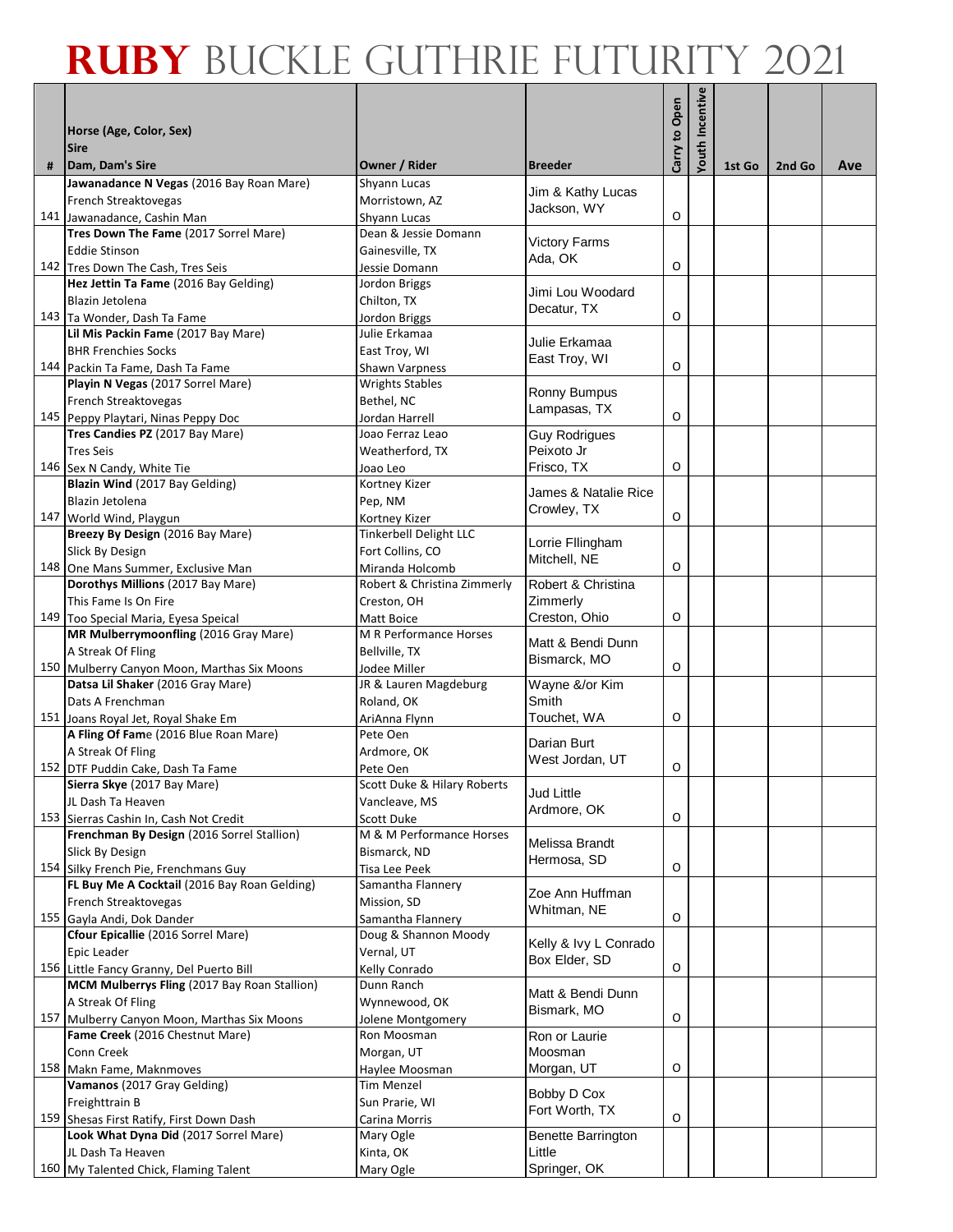# RUBY BUCKLE GUTHRIE FUTURITY 2021

| # | Horse (Age, Color, Sex)<br>Sire<br>Dam, Dam's Sire | Owner / Rider | Breeder | Carry to Open | Youth Incentive | 1st Go | 2nd Go | Ave |
|---|---|---|---|---|---|---|---|---|
| 141 | **Jawanadance N Vegas** (2016 Bay Roan Mare)<br>French Streaktovegas<br>Jawanadance, Cashin Man | Shyann Lucas<br>Morristown, AZ<br>Shyann Lucas | Jim & Kathy Lucas<br>Jackson, WY | O | | | | |
| 142 | **Tres Down The Fame** (2017 Sorrel Mare)<br>Eddie Stinson<br>Tres Down The Cash, Tres Seis | Dean & Jessie Domann<br>Gainesville, TX<br>Jessie Domann | Victory Farms<br>Ada, OK | O | | | | |
| 143 | **Hez Jettin Ta Fame** (2016 Bay Gelding)<br>Blazin Jetolena<br>Ta Wonder, Dash Ta Fame | Jordon Briggs<br>Chilton, TX<br>Jordon Briggs | Jimi Lou Woodard<br>Decatur, TX | O | | | | |
| 144 | **Lil Mis Packin Fame** (2017 Bay Mare)<br>BHR Frenchies Socks<br>Packin Ta Fame, Dash Ta Fame | Julie Erkamaa<br>East Troy, WI<br>Shawn Varpness | Julie Erkamaa<br>East Troy, WI | O | | | | |
| 145 | **Playin N Vegas** (2017 Sorrel Mare)<br>French Streaktovegas<br>Peppy Playtari, Ninas Peppy Doc | Wrights Stables<br>Bethel, NC<br>Jordan Harrell | Ronny Bumpus<br>Lampasas, TX | O | | | | |
| 146 | **Tres Candies PZ** (2017 Bay Mare)<br>Tres Seis<br>Sex N Candy, White Tie | Joao Ferraz Leao<br>Weatherford, TX<br>Joao Leo | Guy Rodrigues<br>Peixoto Jr<br>Frisco, TX | O | | | | |
| 147 | **Blazin Wind** (2017 Bay Gelding)<br>Blazin Jetolena<br>World Wind, Playgun | Kortney Kizer<br>Pep, NM<br>Kortney Kizer | James & Natalie Rice<br>Crowley, TX | O | | | | |
| 148 | **Breezy By Design** (2016 Bay Mare)<br>Slick By Design<br>One Mans Summer, Exclusive Man | Tinkerbell Delight LLC<br>Fort Collins, CO<br>Miranda Holcomb | Lorrie Fllingham<br>Mitchell, NE | O | | | | |
| 149 | **Dorothys Millions** (2017 Bay Mare)<br>This Fame Is On Fire<br>Too Special Maria, Eyesa Speical | Robert & Christina Zimmerly<br>Creston, OH<br>Matt Boice | Robert & Christina<br>Zimmerly<br>Creston, Ohio | O | | | | |
| 150 | **MR Mulberrymoonfling** (2016 Gray Mare)<br>A Streak Of Fling<br>Mulberry Canyon Moon, Marthas Six Moons | M R Performance Horses<br>Bellville, TX<br>Jodee Miller | Matt & Bendi Dunn<br>Bismarck, MO | O | | | | |
| 151 | **Datsa Lil Shaker** (2016 Gray Mare)<br>Dats A Frenchman<br>Joans Royal Jet, Royal Shake Em | JR & Lauren Magdeburg<br>Roland, OK<br>AriAnna Flynn | Wayne &/or Kim<br>Smith<br>Touchet, WA | O | | | | |
| 152 | **A Fling Of Fame** (2016 Blue Roan Mare)<br>A Streak Of Fling<br>DTF Puddin Cake, Dash Ta Fame | Pete Oen<br>Ardmore, OK<br>Pete Oen | Darian Burt<br>West Jordan, UT | O | | | | |
| 153 | **Sierra Skye** (2017 Bay Mare)<br>JL Dash Ta Heaven<br>Sierras Cashin In, Cash Not Credit | Scott Duke & Hilary Roberts<br>Vancleave, MS<br>Scott Duke | Jud Little<br>Ardmore, OK | O | | | | |
| 154 | **Frenchman By Design** (2016 Sorrel Stallion)<br>Slick By Design<br>Silky French Pie, Frenchmans Guy | M & M Performance Horses<br>Bismarck, ND<br>Tisa Lee Peek | Melissa Brandt<br>Hermosa, SD | O | | | | |
| 155 | **FL Buy Me A Cocktail** (2016 Bay Roan Gelding)<br>French Streaktovegas<br>Gayla Andi, Dok Dander | Samantha Flannery<br>Mission, SD<br>Samantha Flannery | Zoe Ann Huffman<br>Whitman, NE | O | | | | |
| 156 | **Cfour Epicallie** (2016 Sorrel Mare)<br>Epic Leader<br>Little Fancy Granny, Del Puerto Bill | Doug & Shannon Moody<br>Vernal, UT<br>Kelly Conrado | Kelly & Ivy L Conrado<br>Box Elder, SD | O | | | | |
| 157 | **MCM Mulberrys Fling** (2017 Bay Roan Stallion)<br>A Streak Of Fling<br>Mulberry Canyon Moon, Marthas Six Moons | Dunn Ranch<br>Wynnewood, OK<br>Jolene Montgomery | Matt & Bendi Dunn<br>Bismark, MO | O | | | | |
| 158 | **Fame Creek** (2016 Chestnut Mare)<br>Conn Creek<br>Makn Fame, Maknmoves | Ron Moosman<br>Morgan, UT<br>Haylee Moosman | Ron or Laurie<br>Moosman<br>Morgan, UT | O | | | | |
| 159 | **Vamanos** (2017 Gray Gelding)<br>Freighttrain B<br>Shesas First Ratify, First Down Dash | Tim Menzel<br>Sun Prarie, WI<br>Carina Morris | Bobby D Cox<br>Fort Worth, TX | O | | | | |
| 160 | **Look What Dyna Did** (2017 Sorrel Mare)<br>JL Dash Ta Heaven<br>My Talented Chick, Flaming Talent | Mary Ogle<br>Kinta, OK<br>Mary Ogle | Benette Barrington<br>Little<br>Springer, OK | | | | | |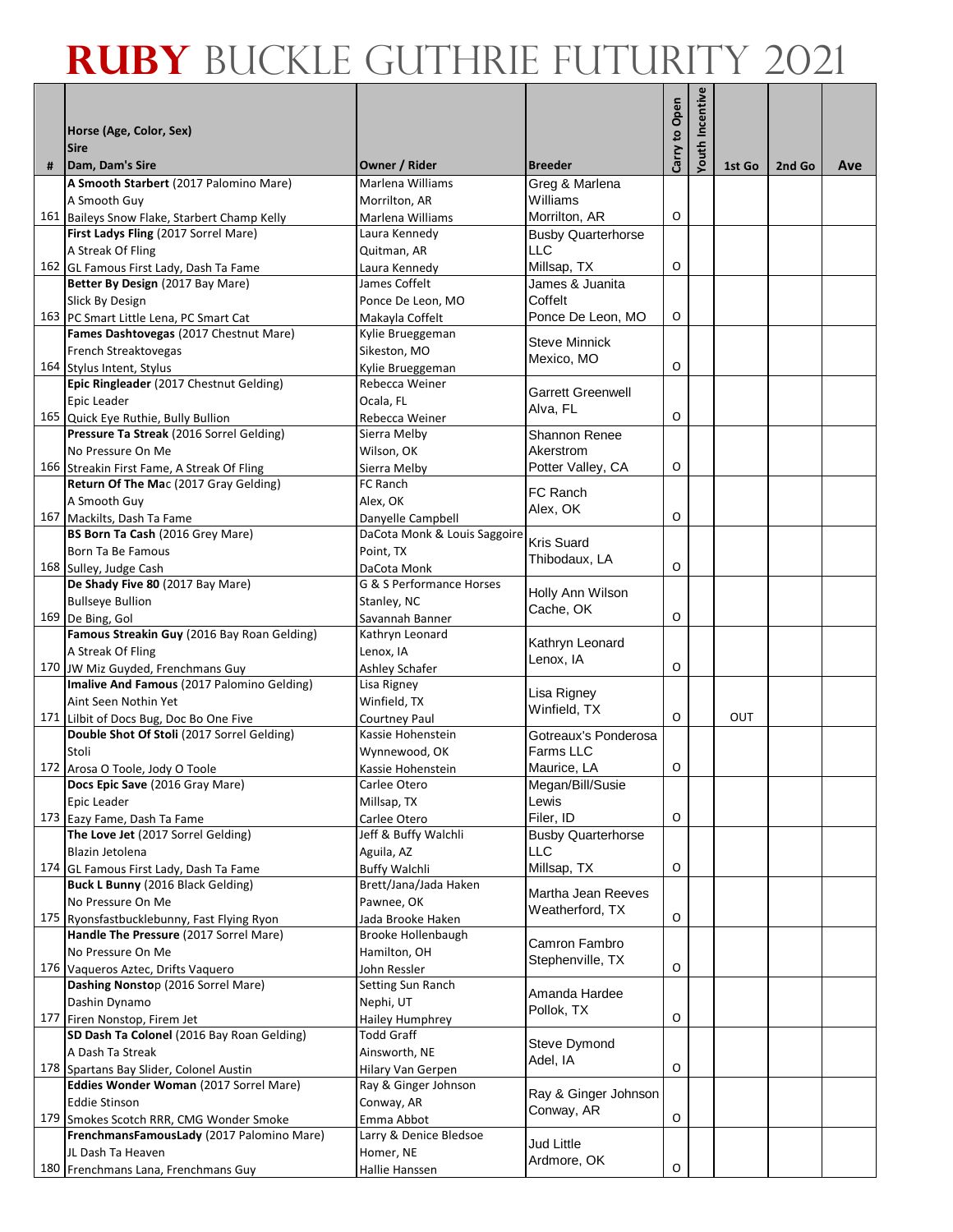# RUBY BUCKLE GUTHRIE FUTURITY 2021

| # | Horse (Age, Color, Sex)<br>Sire<br>Dam, Dam's Sire | Owner / Rider | Breeder | Carry to Open | Youth Incentive | 1st Go | 2nd Go | Ave |
|---|---|---|---|---|---|---|---|---|
| 161 | **A Smooth Starbert** (2017 Palomino Mare)<br>A Smooth Guy<br>Baileys Snow Flake, Starbert Champ Kelly | Marlena Williams<br>Morrilton, AR<br>Marlena Williams | Greg & Marlena Williams<br>Morrilton, AR | O | | | | |
| 162 | **First Ladys Fling** (2017 Sorrel Mare)<br>A Streak Of Fling<br>GL Famous First Lady, Dash Ta Fame | Laura Kennedy<br>Quitman, AR<br>Laura Kennedy | Busby Quarterhorse LLC<br>Millsap, TX | O | | | | |
| 163 | **Better By Design** (2017 Bay Mare)<br>Slick By Design<br>PC Smart Little Lena, PC Smart Cat | James Coffelt<br>Ponce De Leon, MO<br>Makayla Coffelt | James & Juanita Coffelt<br>Ponce De Leon, MO | O | | | | |
| 164 | **Fames Dashtovegas** (2017 Chestnut Mare)<br>French Streaktovegas<br>Stylus Intent, Stylus | Kylie Brueggeman<br>Sikeston, MO<br>Kylie Brueggeman | Steve Minnick<br>Mexico, MO | O | | | | |
| 165 | **Epic Ringleader** (2017 Chestnut Gelding)<br>Epic Leader<br>Quick Eye Ruthie, Bully Bullion | Rebecca Weiner<br>Ocala, FL<br>Rebecca Weiner | Garrett Greenwell<br>Alva, FL | O | | | | |
| 166 | **Pressure Ta Streak** (2016 Sorrel Gelding)<br>No Pressure On Me<br>Streakin First Fame, A Streak Of Fling | Sierra Melby<br>Wilson, OK<br>Sierra Melby | Shannon Renee Akerstrom<br>Potter Valley, CA | O | | | | |
| 167 | **Return Of The Mac** (2017 Gray Gelding)<br>A Smooth Guy<br>Mackilts, Dash Ta Fame | FC Ranch<br>Alex, OK<br>Danyelle Campbell | FC Ranch<br>Alex, OK | O | | | | |
| 168 | **BS Born Ta Cash** (2016 Grey Mare)<br>Born Ta Be Famous<br>Sulley, Judge Cash | DaCota Monk & Louis Saggoire<br>Point, TX<br>DaCota Monk | Kris Suard<br>Thibodaux, LA | O | | | | |
| 169 | **De Shady Five 80** (2017 Bay Mare)<br>Bullseye Bullion<br>De Bing, Gol | G & S Performance Horses<br>Stanley, NC<br>Savannah Banner | Holly Ann Wilson<br>Cache, OK | O | | | | |
| 170 | **Famous Streakin Guy** (2016 Bay Roan Gelding)<br>A Streak Of Fling<br>JW Miz Guyded, Frenchmans Guy | Kathryn Leonard<br>Lenox, IA<br>Ashley Schafer | Kathryn Leonard<br>Lenox, IA | O | | | | |
| 171 | **Imalive And Famous** (2017 Palomino Gelding)<br>Aint Seen Nothin Yet<br>Lilbit of Docs Bug, Doc Bo One Five | Lisa Rigney<br>Winfield, TX<br>Courtney Paul | Lisa Rigney<br>Winfield, TX | O | | OUT | | |
| 172 | **Double Shot Of Stoli** (2017 Sorrel Gelding)<br>Stoli<br>Arosa O Toole, Jody O Toole | Kassie Hohenstein<br>Wynnewood, OK<br>Kassie Hohenstein | Gotreaux's Ponderosa Farms LLC<br>Maurice, LA | O | | | | |
| 173 | **Docs Epic Save** (2016 Gray Mare)<br>Epic Leader<br>Eazy Fame, Dash Ta Fame | Carlee Otero<br>Millsap, TX<br>Carlee Otero | Megan/Bill/Susie Lewis<br>Filer, ID | O | | | | |
| 174 | **The Love Jet** (2017 Sorrel Gelding)<br>Blazin Jetolena<br>GL Famous First Lady, Dash Ta Fame | Jeff & Buffy Walchli<br>Aguila, AZ<br>Buffy Walchli | Busby Quarterhorse LLC<br>Millsap, TX | O | | | | |
| 175 | **Buck L Bunny** (2016 Black Gelding)<br>No Pressure On Me<br>Ryonsfastbucklebunny, Fast Flying Ryon | Brett/Jana/Jada Haken<br>Pawnee, OK<br>Jada Brooke Haken | Martha Jean Reeves<br>Weatherford, TX | O | | | | |
| 176 | **Handle The Pressure** (2017 Sorrel Mare)<br>No Pressure On Me<br>Vaqueros Aztec, Drifts Vaquero | Brooke Hollenbaugh<br>Hamilton, OH<br>John Ressler | Camron Fambro<br>Stephenville, TX | O | | | | |
| 177 | **Dashing Nonstop** (2016 Sorrel Mare)<br>Dashin Dynamo<br>Firen Nonstop, Firem Jet | Setting Sun Ranch<br>Nephi, UT<br>Hailey Humphrey | Amanda Hardee<br>Pollok, TX | O | | | | |
| 178 | **SD Dash Ta Colonel** (2016 Bay Roan Gelding)<br>A Dash Ta Streak<br>Spartans Bay Slider, Colonel Austin | Todd Graff<br>Ainsworth, NE<br>Hilary Van Gerpen | Steve Dymond<br>Adel, IA | O | | | | |
| 179 | **Eddies Wonder Woman** (2017 Sorrel Mare)<br>Eddie Stinson<br>Smokes Scotch RRR, CMG Wonder Smoke | Ray & Ginger Johnson<br>Conway, AR<br>Emma Abbot | Ray & Ginger Johnson<br>Conway, AR | O | | | | |
| 180 | **FrenchmansFamousLady** (2017 Palomino Mare)<br>JL Dash Ta Heaven<br>Frenchmans Lana, Frenchmans Guy | Larry & Denice Bledsoe<br>Homer, NE<br>Hallie Hanssen | Jud Little<br>Ardmore, OK | O | | | | |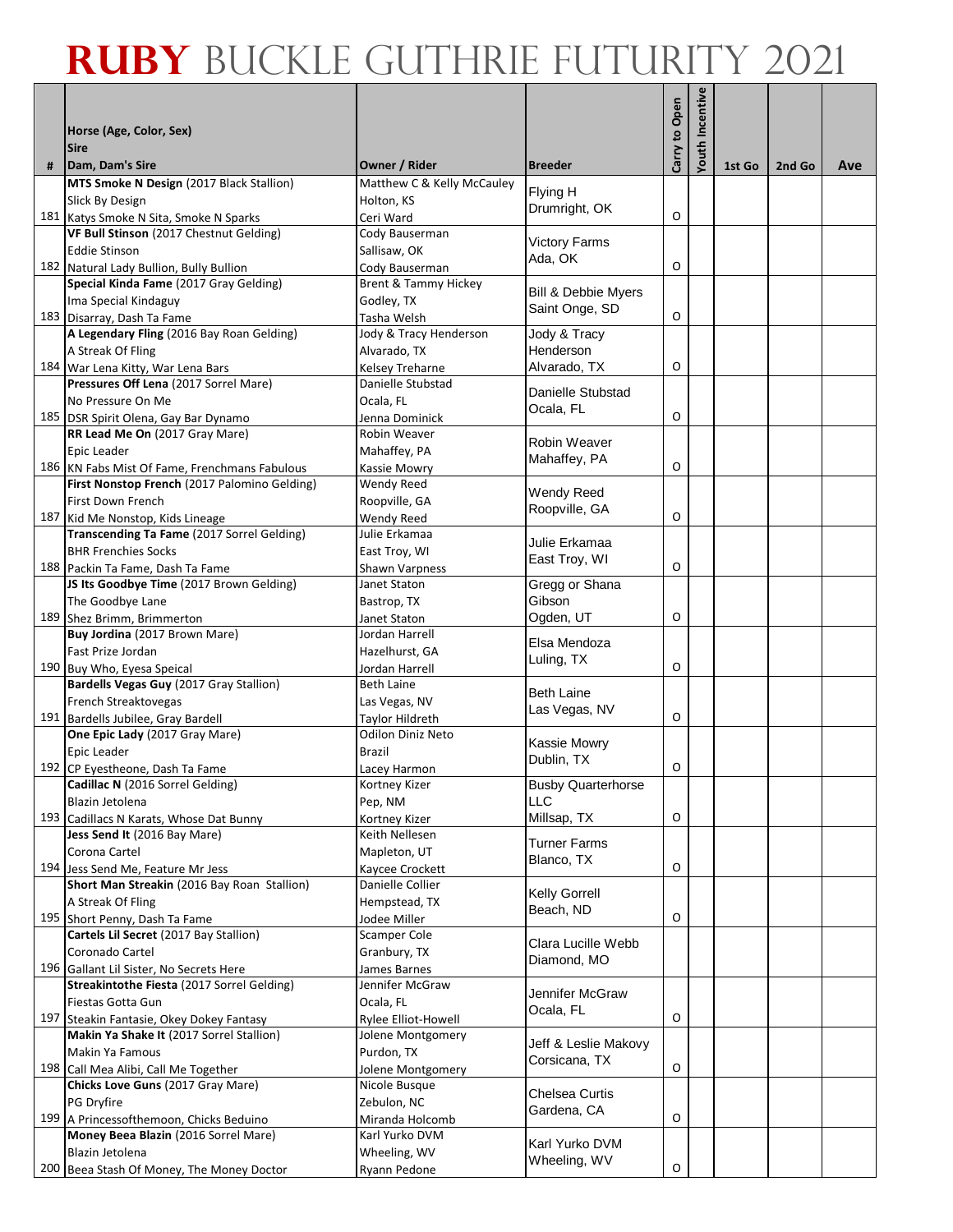# RUBY BUCKLE GUTHRIE FUTURITY 2021

| # | Horse (Age, Color, Sex)<br>Sire<br>Dam, Dam's Sire | Owner / Rider | Breeder | Carry to Open | Youth Incentive | 1st Go | 2nd Go | Ave |
|---|---|---|---|---|---|---|---|---|
| 181 | **MTS Smoke N Design** (2017 Black Stallion)<br>Slick By Design<br>Katys Smoke N Sita, Smoke N Sparks | Matthew C & Kelly McCauley<br>Holton, KS<br>Ceri Ward | Flying H<br>Drumright, OK | O | | | | |
| 182 | **VF Bull Stinson** (2017 Chestnut Gelding)<br>Eddie Stinson<br>Natural Lady Bullion, Bully Bullion | Cody Bauserman<br>Sallisaw, OK<br>Cody Bauserman | Victory Farms<br>Ada, OK | O | | | | |
| 183 | **Special Kinda Fame** (2017 Gray Gelding)<br>Ima Special Kindaguy<br>Disarray, Dash Ta Fame | Brent & Tammy Hickey<br>Godley, TX<br>Tasha Welsh | Bill & Debbie Myers<br>Saint Onge, SD | O | | | | |
| 184 | **A Legendary Fling** (2016 Bay Roan Gelding)<br>A Streak Of Fling<br>War Lena Kitty, War Lena Bars | Jody & Tracy Henderson<br>Alvarado, TX<br>Kelsey Treharne | Jody & Tracy Henderson<br>Alvarado, TX | O | | | | |
| 185 | **Pressures Off Lena** (2017 Sorrel Mare)<br>No Pressure On Me<br>DSR Spirit Olena, Gay Bar Dynamo | Danielle Stubstad<br>Ocala, FL<br>Jenna Dominick | Danielle Stubstad<br>Ocala, FL | O | | | | |
| 186 | **RR Lead Me On** (2017 Gray Mare)<br>Epic Leader<br>KN Fabs Mist Of Fame, Frenchmans Fabulous | Robin Weaver<br>Mahaffey, PA<br>Kassie Mowry | Robin Weaver<br>Mahaffey, PA | O | | | | |
| 187 | **First Nonstop French** (2017 Palomino Gelding)<br>First Down French<br>Kid Me Nonstop, Kids Lineage | Wendy Reed<br>Roopville, GA<br>Wendy Reed | Wendy Reed<br>Roopville, GA | O | | | | |
| 188 | **Transcending Ta Fame** (2017 Sorrel Gelding)<br>BHR Frenchies Socks<br>Packin Ta Fame, Dash Ta Fame | Julie Erkamaa<br>East Troy, WI<br>Shawn Varpness | Julie Erkamaa<br>East Troy, WI | O | | | | |
| 189 | **JS Its Goodbye Time** (2017 Brown Gelding)<br>The Goodbye Lane<br>Shez Brimm, Brimmerton | Janet Staton<br>Bastrop, TX<br>Janet Staton | Gregg or Shana Gibson<br>Ogden, UT | O | | | | |
| 190 | **Buy Jordina** (2017 Brown Mare)<br>Fast Prize Jordan<br>Buy Who, Eyesa Speical | Jordan Harrell<br>Hazelhurst, GA<br>Jordan Harrell | Elsa Mendoza<br>Luling, TX | O | | | | |
| 191 | **Bardells Vegas Guy** (2017 Gray Stallion)<br>French Streaktovegas<br>Bardells Jubilee, Gray Bardell | Beth Laine<br>Las Vegas, NV<br>Taylor Hildreth | Beth Laine<br>Las Vegas, NV | O | | | | |
| 192 | **One Epic Lady** (2017 Gray Mare)<br>Epic Leader<br>CP Eyestheone, Dash Ta Fame | Odilon Diniz Neto<br>Brazil<br>Lacey Harmon | Kassie Mowry<br>Dublin, TX | O | | | | |
| 193 | **Cadillac N** (2016 Sorrel Gelding)<br>Blazin Jetolena<br>Cadillacs N Karats, Whose Dat Bunny | Kortney Kizer<br>Pep, NM<br>Kortney Kizer | Busby Quarterhorse LLC<br>Millsap, TX | O | | | | |
| 194 | **Jess Send It** (2016 Bay Mare)<br>Corona Cartel<br>Jess Send Me, Feature Mr Jess | Keith Nellesen<br>Mapleton, UT<br>Kaycee Crockett | Turner Farms<br>Blanco, TX | O | | | | |
| 195 | **Short Man Streakin** (2016 Bay Roan Stallion)<br>A Streak Of Fling<br>Short Penny, Dash Ta Fame | Danielle Collier<br>Hempstead, TX<br>Jodee Miller | Kelly Gorrell<br>Beach, ND | O | | | | |
| 196 | **Cartels Lil Secret** (2017 Bay Stallion)<br>Coronado Cartel<br>Gallant Lil Sister, No Secrets Here | Scamper Cole<br>Granbury, TX<br>James Barnes | Clara Lucille Webb<br>Diamond, MO | | | | | |
| 197 | **Streakintothe Fiesta** (2017 Sorrel Gelding)<br>Fiestas Gotta Gun<br>Steakin Fantasie, Okey Dokey Fantasy | Jennifer McGraw<br>Ocala, FL<br>Rylee Elliot-Howell | Jennifer McGraw<br>Ocala, FL | O | | | | |
| 198 | **Makin Ya Shake It** (2017 Sorrel Stallion)<br>Makin Ya Famous<br>Call Mea Alibi, Call Me Together | Jolene Montgomery<br>Purdon, TX<br>Jolene Montgomery | Jeff & Leslie Makovy<br>Corsicana, TX | O | | | | |
| 199 | **Chicks Love Guns** (2017 Gray Mare)<br>PG Dryfire<br>A Princessofthemoon, Chicks Beduino | Nicole Busque<br>Zebulon, NC<br>Miranda Holcomb | Chelsea Curtis<br>Gardena, CA | O | | | | |
| 200 | **Money Beea Blazin** (2016 Sorrel Mare)<br>Blazin Jetolena<br>Beea Stash Of Money, The Money Doctor | Karl Yurko DVM<br>Wheeling, WV<br>Ryann Pedone | Karl Yurko DVM<br>Wheeling, WV | O | | | | |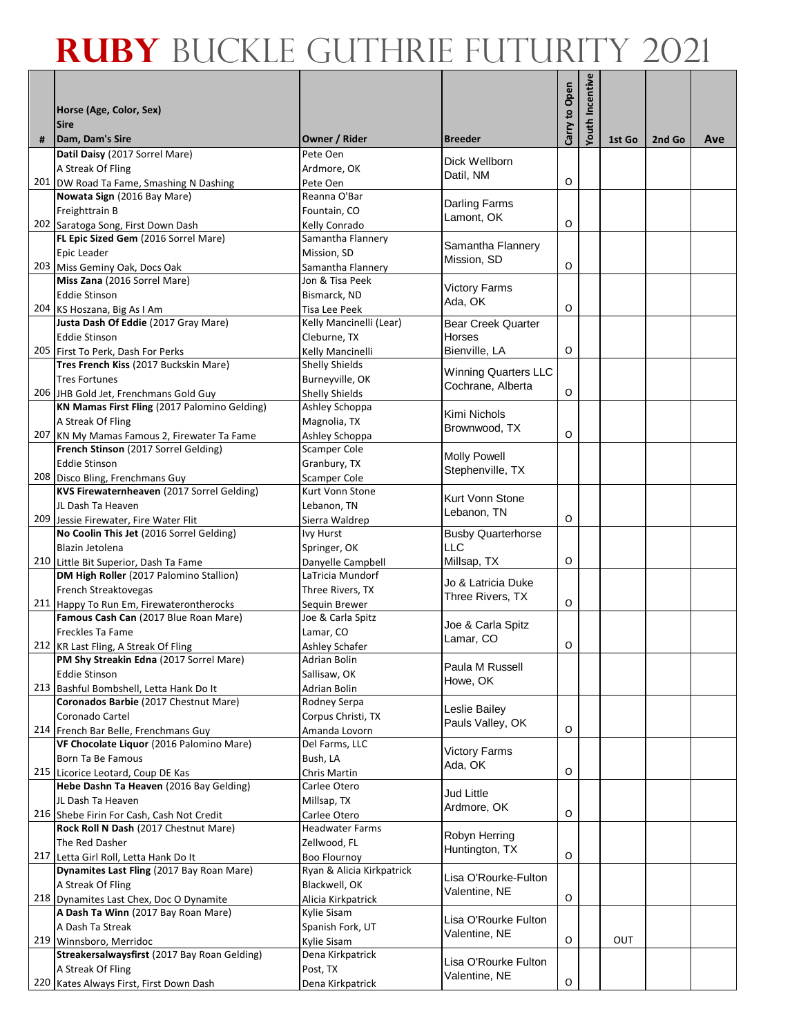# RUBY BUCKLE GUTHRIE FUTURITY 2021

| # | Horse (Age, Color, Sex)<br>Sire<br>Dam, Dam's Sire | Owner / Rider | Breeder | Carry to Open | Youth Incentive | 1st Go | 2nd Go | Ave |
|---|---|---|---|---|---|---|---|---|
| 201 | **Datil Daisy** (2017 Sorrel Mare)<br>A Streak Of Fling<br>DW Road Ta Fame, Smashing N Dashing | Pete Oen<br>Ardmore, OK<br>Pete Oen | Dick Wellborn<br>Datil, NM | O | | | | |
| 202 | **Nowata Sign** (2016 Bay Mare)<br>Freighttrain B<br>Saratoga Song, First Down Dash | Reanna O'Bar<br>Fountain, CO<br>Kelly Conrado | Darling Farms<br>Lamont, OK | O | | | | |
| 203 | **FL Epic Sized Gem** (2016 Sorrel Mare)<br>Epic Leader<br>Miss Geminy Oak, Docs Oak | Samantha Flannery<br>Mission, SD<br>Samantha Flannery | Samantha Flannery<br>Mission, SD | O | | | | |
| 204 | **Miss Zana** (2016 Sorrel Mare)<br>Eddie Stinson<br>KS Hoszana, Big As I Am | Jon & Tisa Peek<br>Bismarck, ND<br>Tisa Lee Peek | Victory Farms<br>Ada, OK | O | | | | |
| 205 | **Justa Dash Of Eddie** (2017 Gray Mare)<br>Eddie Stinson<br>First To Perk, Dash For Perks | Kelly Mancinelli (Lear)<br>Cleburne, TX<br>Kelly Mancinelli | Bear Creek Quarter Horses<br>Bienville, LA | O | | | | |
| 206 | **Tres French Kiss** (2017 Buckskin Mare)<br>Tres Fortunes<br>JHB Gold Jet, Frenchmans Gold Guy | Shelly Shields<br>Burneyville, OK<br>Shelly Shields | Winning Quarters LLC<br>Cochrane, Alberta | O | | | | |
| 207 | **KN Mamas First Fling** (2017 Palomino Gelding)<br>A Streak Of Fling<br>KN My Mamas Famous 2, Firewater Ta Fame | Ashley Schoppa<br>Magnolia, TX<br>Ashley Schoppa | Kimi Nichols<br>Brownwood, TX | O | | | | |
| 208 | **French Stinson** (2017 Sorrel Gelding)<br>Eddie Stinson<br>Disco Bling, Frenchmans Guy | Scamper Cole<br>Granbury, TX<br>Scamper Cole | Molly Powell<br>Stephenville, TX | | | | | |
| 209 | **KVS Firewaternheaven** (2017 Sorrel Gelding)<br>JL Dash Ta Heaven<br>Jessie Firewater, Fire Water Flit | Kurt Vonn Stone<br>Lebanon, TN<br>Sierra Waldrep | Kurt Vonn Stone<br>Lebanon, TN | O | | | | |
| 210 | **No Coolin This Jet** (2016 Sorrel Gelding)<br>Blazin Jetolena<br>Little Bit Superior, Dash Ta Fame | Ivy Hurst<br>Springer, OK<br>Danyelle Campbell | Busby Quarterhorse LLC<br>Millsap, TX | O | | | | |
| 211 | **DM High Roller** (2017 Palomino Stallion)<br>French Streaktovegas<br>Happy To Run Em, Firewaterontherocks | LaTricia Mundorf<br>Three Rivers, TX<br>Sequin Brewer | Jo & Latricia Duke<br>Three Rivers, TX | O | | | | |
| 212 | **Famous Cash Can** (2017 Blue Roan Mare)<br>Freckles Ta Fame<br>KR Last Fling, A Streak Of Fling | Joe & Carla Spitz<br>Lamar, CO<br>Ashley Schafer | Joe & Carla Spitz<br>Lamar, CO | O | | | | |
| 213 | **PM Shy Streakin Edna** (2017 Sorrel Mare)<br>Eddie Stinson<br>Bashful Bombshell, Letta Hank Do It | Adrian Bolin<br>Sallisaw, OK<br>Adrian Bolin | Paula M Russell<br>Howe, OK | | | | | |
| 214 | **Coronados Barbie** (2017 Chestnut Mare)<br>Coronado Cartel<br>French Bar Belle, Frenchmans Guy | Rodney Serpa<br>Corpus Christi, TX<br>Amanda Lovorn | Leslie Bailey<br>Pauls Valley, OK | O | | | | |
| 215 | **VF Chocolate Liquor** (2016 Palomino Mare)<br>Born Ta Be Famous<br>Licorice Leotard, Coup DE Kas | Del Farms, LLC<br>Bush, LA<br>Chris Martin | Victory Farms<br>Ada, OK | O | | | | |
| 216 | **Hebe Dashn Ta Heaven** (2016 Bay Gelding)<br>JL Dash Ta Heaven<br>Shebe Firin For Cash, Cash Not Credit | Carlee Otero<br>Millsap, TX<br>Carlee Otero | Jud Little<br>Ardmore, OK | O | | | | |
| 217 | **Rock Roll N Dash** (2017 Chestnut Mare)<br>The Red Dasher<br>Letta Girl Roll, Letta Hank Do It | Headwater Farms<br>Zellwood, FL<br>Boo Flournoy | Robyn Herring<br>Huntington, TX | O | | | | |
| 218 | **Dynamites Last Fling** (2017 Bay Roan Mare)<br>A Streak Of Fling<br>Dynamites Last Chex, Doc O Dynamite | Ryan & Alicia Kirkpatrick<br>Blackwell, OK<br>Alicia Kirkpatrick | Lisa O'Rourke-Fulton<br>Valentine, NE | O | | | | |
| 219 | **A Dash Ta Winn** (2017 Bay Roan Mare)<br>A Dash Ta Streak<br>Winnsboro, Merridoc | Kylie Sisam<br>Spanish Fork, UT<br>Kylie Sisam | Lisa O'Rourke Fulton<br>Valentine, NE | O | | OUT | | |
| 220 | **Streakersalwaysfirst** (2017 Bay Roan Gelding)<br>A Streak Of Fling<br>Kates Always First, First Down Dash | Dena Kirkpatrick<br>Post, TX<br>Dena Kirkpatrick | Lisa O'Rourke Fulton<br>Valentine, NE | O | | | | |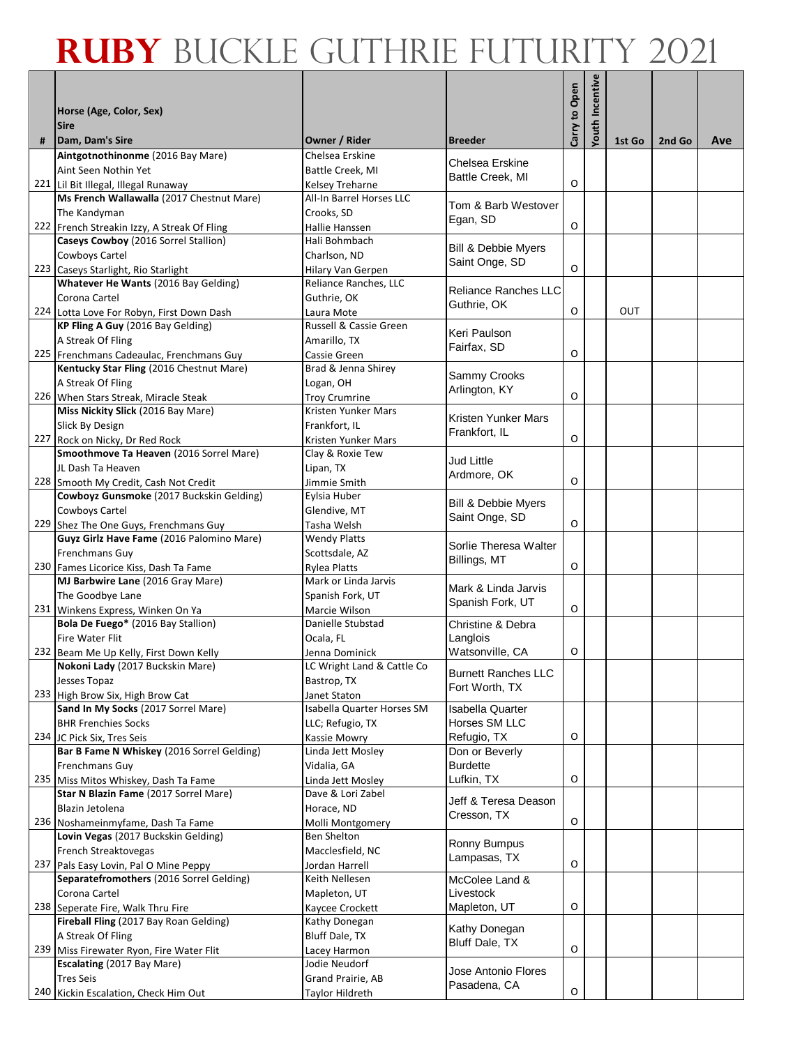# RUBY BUCKLE GUTHRIE FUTURITY 2021

| # | Horse (Age, Color, Sex)<br>Sire<br>Dam, Dam's Sire | Owner / Rider | Breeder | Carry to Open | Youth Incentive | 1st Go | 2nd Go | Ave |
|---|---|---|---|---|---|---|---|---|
| 221 | **Aintgotnothinonme** (2016 Bay Mare)<br>Aint Seen Nothin Yet<br>Lil Bit Illegal, Illegal Runaway | Chelsea Erskine<br>Battle Creek, MI<br>Kelsey Treharne | Chelsea Erskine<br>Battle Creek, MI | O | | | | |
| 222 | **Ms French Wallawalla** (2017 Chestnut Mare)<br>The Kandyman<br>French Streakin Izzy, A Streak Of Fling | All-In Barrel Horses LLC<br>Crooks, SD<br>Hallie Hanssen | Tom & Barb Westover<br>Egan, SD | O | | | | |
| 223 | **Caseys Cowboy** (2016 Sorrel Stallion)<br>Cowboys Cartel<br>Caseys Starlight, Rio Starlight | Hali Bohmbach<br>Charlson, ND<br>Hilary Van Gerpen | Bill & Debbie Myers<br>Saint Onge, SD | O | | | | |
| 224 | **Whatever He Wants** (2016 Bay Gelding)<br>Corona Cartel<br>Lotta Love For Robyn, First Down Dash | Reliance Ranches, LLC<br>Guthrie, OK<br>Laura Mote | Reliance Ranches LLC<br>Guthrie, OK | O | | OUT | | |
| 225 | **KP Fling A Guy** (2016 Bay Gelding)<br>A Streak Of Fling<br>Frenchmans Cadeaulac, Frenchmans Guy | Russell & Cassie Green<br>Amarillo, TX<br>Cassie Green | Keri Paulson<br>Fairfax, SD | O | | | | |
| 226 | **Kentucky Star Fling** (2016 Chestnut Mare)<br>A Streak Of Fling<br>When Stars Streak, Miracle Steak | Brad & Jenna Shirey<br>Logan, OH<br>Troy Crumrine | Sammy Crooks<br>Arlington, KY | O | | | | |
| 227 | **Miss Nickity Slick** (2016 Bay Mare)<br>Slick By Design<br>Rock on Nicky, Dr Red Rock | Kristen Yunker Mars<br>Frankfort, IL<br>Kristen Yunker Mars | Kristen Yunker Mars<br>Frankfort, IL | O | | | | |
| 228 | **Smoothmove Ta Heaven** (2016 Sorrel Mare)<br>JL Dash Ta Heaven<br>Smooth My Credit, Cash Not Credit | Clay & Roxie Tew<br>Lipan, TX<br>Jimmie Smith | Jud Little<br>Ardmore, OK | O | | | | |
| 229 | **Cowboyz Gunsmoke** (2017 Buckskin Gelding)<br>Cowboys Cartel<br>Shez The One Guys, Frenchmans Guy | Eylsia Huber<br>Glendive, MT<br>Tasha Welsh | Bill & Debbie Myers<br>Saint Onge, SD | O | | | | |
| 230 | **Guyz Girlz Have Fame** (2016 Palomino Mare)<br>Frenchmans Guy<br>Fames Licorice Kiss, Dash Ta Fame | Wendy Platts<br>Scottsdale, AZ<br>Rylea Platts | Sorlie Theresa Walter<br>Billings, MT | O | | | | |
| 231 | **MJ Barbwire Lane** (2016 Gray Mare)<br>The Goodbye Lane<br>Winkens Express, Winken On Ya | Mark or Linda Jarvis<br>Spanish Fork, UT<br>Marcie Wilson | Mark & Linda Jarvis<br>Spanish Fork, UT | O | | | | |
| 232 | **Bola De Fuego\*** (2016 Bay Stallion)<br>Fire Water Flit<br>Beam Me Up Kelly, First Down Kelly | Danielle Stubstad<br>Ocala, FL<br>Jenna Dominick | Christine & Debra Langlois<br>Watsonville, CA | O | | | | |
| 233 | **Nokoni Lady** (2017 Buckskin Mare)<br>Jesses Topaz<br>High Brow Six, High Brow Cat | LC Wright Land & Cattle Co<br>Bastrop, TX<br>Janet Staton | Burnett Ranches LLC<br>Fort Worth, TX | | | | | |
| 234 | **Sand In My Socks** (2017 Sorrel Mare)<br>BHR Frenchies Socks<br>JC Pick Six, Tres Seis | Isabella Quarter Horses SM LLC; Refugio, TX<br>Kassie Mowry | Isabella Quarter Horses SM LLC<br>Refugio, TX | O | | | | |
| 235 | **Bar B Fame N Whiskey** (2016 Sorrel Gelding)<br>Frenchmans Guy<br>Miss Mitos Whiskey, Dash Ta Fame | Linda Jett Mosley<br>Vidalia, GA<br>Linda Jett Mosley | Don or Beverly Burdette<br>Lufkin, TX | O | | | | |
| 236 | **Star N Blazin Fame** (2017 Sorrel Mare)<br>Blazin Jetolena<br>Noshameinmyfame, Dash Ta Fame | Dave & Lori Zabel<br>Horace, ND<br>Molli Montgomery | Jeff & Teresa Deason<br>Cresson, TX | O | | | | |
| 237 | **Lovin Vegas** (2017 Buckskin Gelding)<br>French Streaktovegas<br>Pals Easy Lovin, Pal O Mine Peppy | Ben Shelton<br>Macclesfield, NC<br>Jordan Harrell | Ronny Bumpus<br>Lampasas, TX | O | | | | |
| 238 | **Separatefromothers** (2016 Sorrel Gelding)<br>Corona Cartel<br>Seperate Fire, Walk Thru Fire | Keith Nellesen<br>Mapleton, UT<br>Kaycee Crockett | McColee Land & Livestock<br>Mapleton, UT | O | | | | |
| 239 | **Fireball Fling** (2017 Bay Roan Gelding)<br>A Streak Of Fling<br>Miss Firewater Ryon, Fire Water Flit | Kathy Donegan<br>Bluff Dale, TX<br>Lacey Harmon | Kathy Donegan<br>Bluff Dale, TX | O | | | | |
| 240 | **Escalating** (2017 Bay Mare)<br>Tres Seis<br>Kickin Escalation, Check Him Out | Jodie Neudorf<br>Grand Prairie, AB<br>Taylor Hildreth | Jose Antonio Flores<br>Pasadena, CA | O | | | | |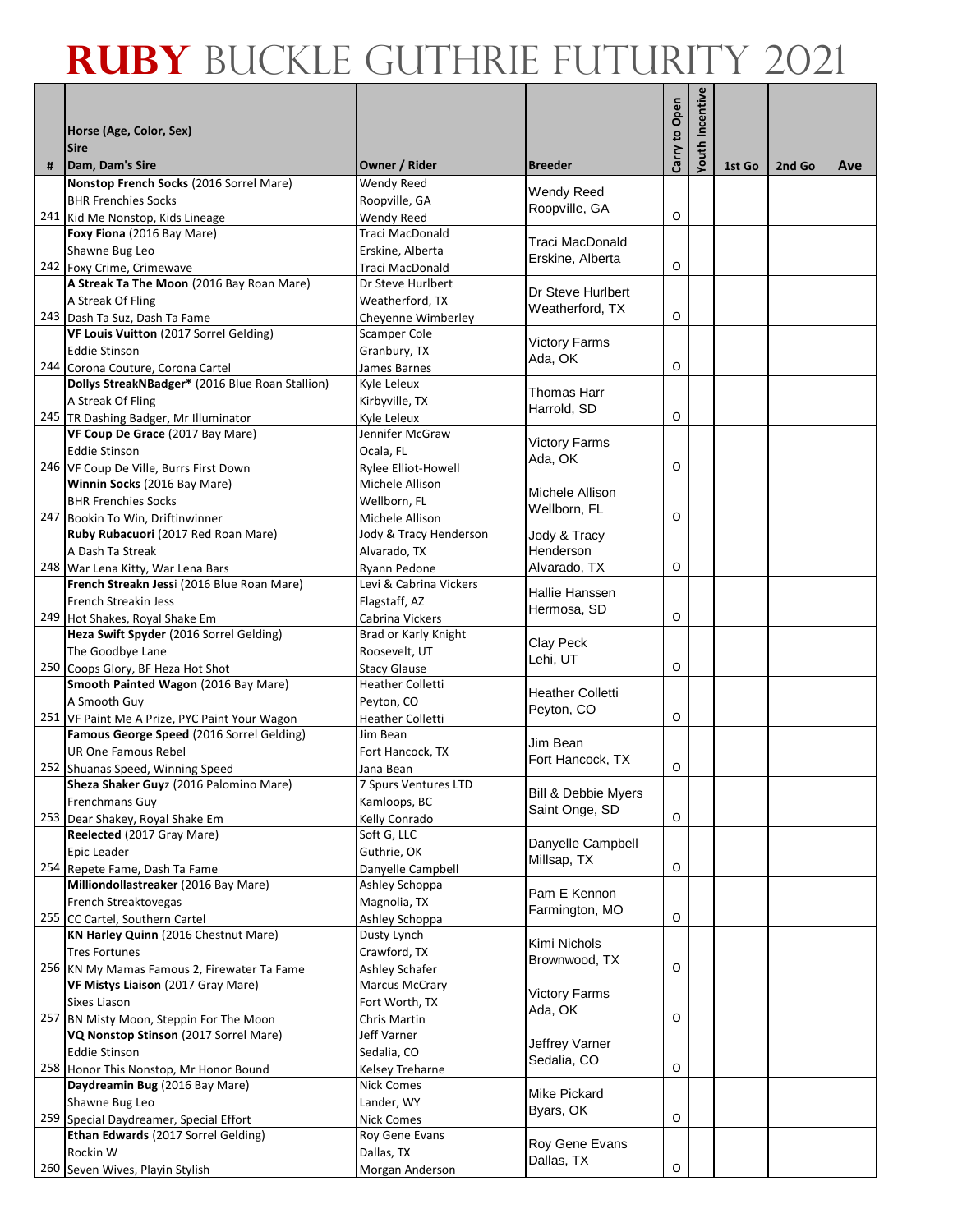# RUBY BUCKLE GUTHRIE FUTURITY 2021

| # | Horse (Age, Color, Sex)<br>Sire<br>Dam, Dam's Sire | Owner / Rider | Breeder | Carry to Open | Youth Incentive | 1st Go | 2nd Go | Ave |
|---|---|---|---|---|---|---|---|---|
| 241 | **Nonstop French Socks** (2016 Sorrel Mare)<br>BHR Frenchies Socks<br>Kid Me Nonstop, Kids Lineage | Wendy Reed<br>Roopville, GA<br>Wendy Reed | Wendy Reed<br>Roopville, GA | O | | | | |
| 242 | **Foxy Fiona** (2016 Bay Mare)<br>Shawne Bug Leo<br>Foxy Crime, Crimewave | Traci MacDonald<br>Erskine, Alberta<br>Traci MacDonald | Traci MacDonald<br>Erskine, Alberta | O | | | | |
| 243 | **A Streak Ta The Moon** (2016 Bay Roan Mare)<br>A Streak Of Fling<br>Dash Ta Suz, Dash Ta Fame | Dr Steve Hurlbert<br>Weatherford, TX<br>Cheyenne Wimberley | Dr Steve Hurlbert<br>Weatherford, TX | O | | | | |
| 244 | **VF Louis Vuitton** (2017 Sorrel Gelding)<br>Eddie Stinson<br>Corona Couture, Corona Cartel | Scamper Cole<br>Granbury, TX<br>James Barnes | Victory Farms<br>Ada, OK | O | | | | |
| 245 | **Dollys StreakNBadger*** (2016 Blue Roan Stallion)<br>A Streak Of Fling<br>TR Dashing Badger, Mr Illuminator | Kyle Leleux<br>Kirbyville, TX<br>Kyle Leleux | Thomas Harr<br>Harrold, SD | O | | | | |
| 246 | **VF Coup De Grace** (2017 Bay Mare)<br>Eddie Stinson<br>VF Coup De Ville, Burrs First Down | Jennifer McGraw<br>Ocala, FL<br>Rylee Elliot-Howell | Victory Farms<br>Ada, OK | O | | | | |
| 247 | **Winnin Socks** (2016 Bay Mare)<br>BHR Frenchies Socks<br>Bookin To Win, Driftinwinner | Michele Allison<br>Wellborn, FL<br>Michele Allison | Michele Allison<br>Wellborn, FL | O | | | | |
| 248 | **Ruby Rubacuori** (2017 Red Roan Mare)<br>A Dash Ta Streak<br>War Lena Kitty, War Lena Bars | Jody & Tracy Henderson<br>Alvarado, TX<br>Ryann Pedone | Jody & Tracy Henderson<br>Alvarado, TX | O | | | | |
| 249 | **French Streakn Jess**i (2016 Blue Roan Mare)<br>French Streakin Jess<br>Hot Shakes, Royal Shake Em | Levi & Cabrina Vickers<br>Flagstaff, AZ<br>Cabrina Vickers | Hallie Hanssen<br>Hermosa, SD | O | | | | |
| 250 | **Heza Swift Spyder** (2016 Sorrel Gelding)<br>The Goodbye Lane<br>Coops Glory, BF Heza Hot Shot | Brad or Karly Knight<br>Roosevelt, UT<br>Stacy Glause | Clay Peck<br>Lehi, UT | O | | | | |
| 251 | **Smooth Painted Wagon** (2016 Bay Mare)<br>A Smooth Guy<br>VF Paint Me A Prize, PYC Paint Your Wagon | Heather Colletti<br>Peyton, CO<br>Heather Colletti | Heather Colletti<br>Peyton, CO | O | | | | |
| 252 | **Famous George Speed** (2016 Sorrel Gelding)<br>UR One Famous Rebel<br>Shuanas Speed, Winning Speed | Jim Bean<br>Fort Hancock, TX<br>Jana Bean | Jim Bean<br>Fort Hancock, TX | O | | | | |
| 253 | **Sheza Shaker Guy**z (2016 Palomino Mare)<br>Frenchmans Guy<br>Dear Shakey, Royal Shake Em | 7 Spurs Ventures LTD<br>Kamloops, BC<br>Kelly Conrado | Bill & Debbie Myers<br>Saint Onge, SD | O | | | | |
| 254 | **Reelected** (2017 Gray Mare)<br>Epic Leader<br>Repete Fame, Dash Ta Fame | Soft G, LLC<br>Guthrie, OK<br>Danyelle Campbell | Danyelle Campbell<br>Millsap, TX | O | | | | |
| 255 | **Milliondollastreaker** (2016 Bay Mare)<br>French Streaktovegas<br>CC Cartel, Southern Cartel | Ashley Schoppa<br>Magnolia, TX<br>Ashley Schoppa | Pam E Kennon<br>Farmington, MO | O | | | | |
| 256 | **KN Harley Quinn** (2016 Chestnut Mare)<br>Tres Fortunes<br>KN My Mamas Famous 2, Firewater Ta Fame | Dusty Lynch<br>Crawford, TX<br>Ashley Schafer | Kimi Nichols<br>Brownwood, TX | O | | | | |
| 257 | **VF Mistys Liaison** (2017 Gray Mare)<br>Sixes Liason<br>BN Misty Moon, Steppin For The Moon | Marcus McCrary<br>Fort Worth, TX<br>Chris Martin | Victory Farms<br>Ada, OK | O | | | | |
| 258 | **VQ Nonstop Stinson** (2017 Sorrel Mare)<br>Eddie Stinson<br>Honor This Nonstop, Mr Honor Bound | Jeff Varner<br>Sedalia, CO<br>Kelsey Treharne | Jeffrey Varner<br>Sedalia, CO | O | | | | |
| 259 | **Daydreamin Bug** (2016 Bay Mare)<br>Shawne Bug Leo<br>Special Daydreamer, Special Effort | Nick Comes<br>Lander, WY<br>Nick Comes | Mike Pickard<br>Byars, OK | O | | | | |
| 260 | **Ethan Edwards** (2017 Sorrel Gelding)<br>Rockin W<br>Seven Wives, Playin Stylish | Roy Gene Evans<br>Dallas, TX<br>Morgan Anderson | Roy Gene Evans<br>Dallas, TX | O | | | | |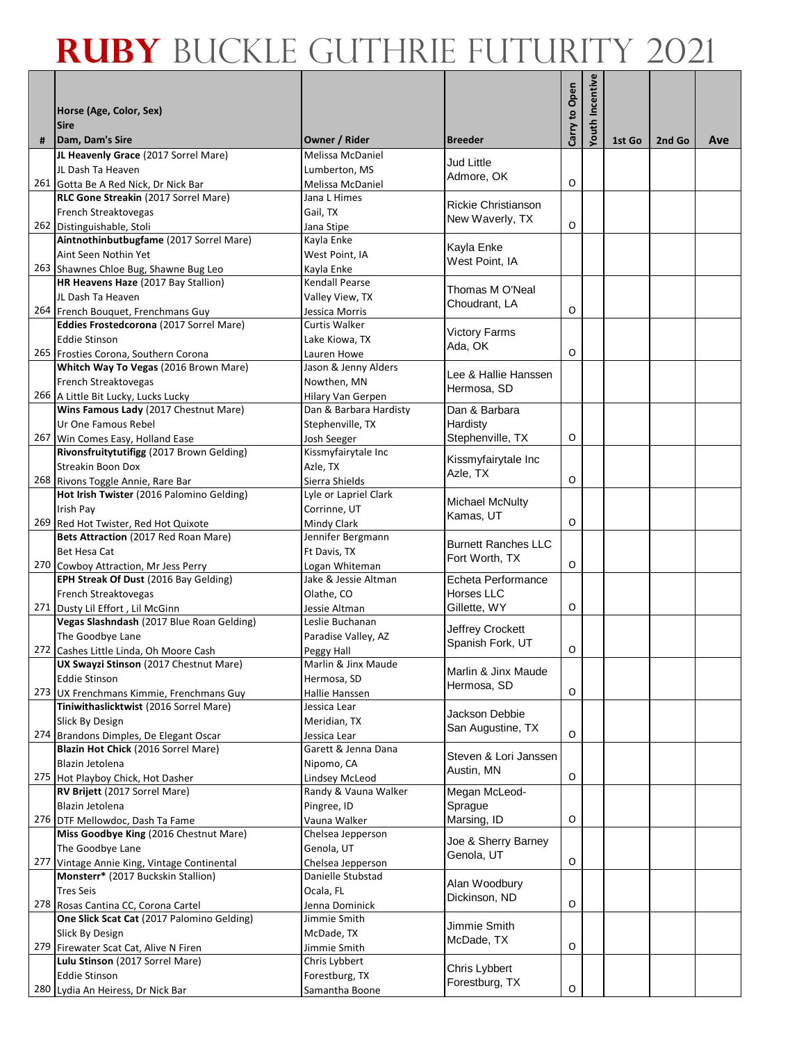# RUBY BUCKLE GUTHRIE FUTURITY 2021

| # | Horse (Age, Color, Sex) Sire Dam, Dam's Sire | Owner / Rider | Breeder | Carry to Open | Youth Incentive | 1st Go | 2nd Go | Ave |
|---|---|---|---|---|---|---|---|---|
| 261 | **JL Heavenly Grace** (2017 Sorrel Mare) JL Dash Ta Heaven Gotta Be A Red Nick, Dr Nick Bar | Melissa McDaniel Lumberton, MS Melissa McDaniel | Jud Little Admore, OK | O | | | | |
| 262 | **RLC Gone Streakin** (2017 Sorrel Mare) French Streaktovegas Distinguishable, Stoli | Jana L Himes Gail, TX Jana Stipe | Rickie Christianson New Waverly, TX | O | | | | |
| 263 | **Aintnothinbutbugfame** (2017 Sorrel Mare) Aint Seen Nothin Yet Shawnes Chloe Bug, Shawne Bug Leo | Kayla Enke West Point, IA Kayla Enke | Kayla Enke West Point, IA | | | | | |
| 264 | **HR Heavens Haze** (2017 Bay Stallion) JL Dash Ta Heaven French Bouquet, Frenchmans Guy | Kendall Pearse Valley View, TX Jessica Morris | Thomas M O'Neal Choudrant, LA | O | | | | |
| 265 | **Eddies Frostedcorona** (2017 Sorrel Mare) Eddie Stinson Frosties Corona, Southern Corona | Curtis Walker Lake Kiowa, TX Lauren Howe | Victory Farms Ada, OK | O | | | | |
| 266 | **Whitch Way To Vegas** (2016 Brown Mare) French Streaktovegas A Little Bit Lucky, Lucks Lucky | Jason & Jenny Alders Nowthen, MN Hilary Van Gerpen | Lee & Hallie Hanssen Hermosa, SD | | | | | |
| 267 | **Wins Famous Lady** (2017 Chestnut Mare) Ur One Famous Rebel Win Comes Easy, Holland Ease | Dan & Barbara Hardisty Stephenville, TX Josh Seeger | Dan & Barbara Hardisty Stephenville, TX | O | | | | |
| 268 | **Rivonsfruitytutifigg** (2017 Brown Gelding) Streakin Boon Dox Rivons Toggle Annie, Rare Bar | Kissmyfairytale Inc Azle, TX Sierra Shields | Kissmyfairytale Inc Azle, TX | O | | | | |
| 269 | **Hot Irish Twister** (2016 Palomino Gelding) Irish Pay Red Hot Twister, Red Hot Quixote | Lyle or Lapriel Clark Corrinne, UT Mindy Clark | Michael McNulty Kamas, UT | O | | | | |
| 270 | **Bets Attraction** (2017 Red Roan Mare) Bet Hesa Cat Cowboy Attraction, Mr Jess Perry | Jennifer Bergmann Ft Davis, TX Logan Whiteman | Burnett Ranches LLC Fort Worth, TX | O | | | | |
| 271 | **EPH Streak Of Dust** (2016 Bay Gelding) French Streaktovegas Dusty Lil Effort , Lil McGinn | Jake & Jessie Altman Olathe, CO Jessie Altman | Echeta Performance Horses LLC Gillette, WY | O | | | | |
| 272 | **Vegas Slashndash** (2017 Blue Roan Gelding) The Goodbye Lane Cashes Little Linda, Oh Moore Cash | Leslie Buchanan Paradise Valley, AZ Peggy Hall | Jeffrey Crockett Spanish Fork, UT | O | | | | |
| 273 | **UX Swayzi Stinson** (2017 Chestnut Mare) Eddie Stinson UX Frenchmans Kimmie, Frenchmans Guy | Marlin & Jinx Maude Hermosa, SD Hallie Hanssen | Marlin & Jinx Maude Hermosa, SD | O | | | | |
| 274 | **Tiniwithaslicktwist** (2016 Sorrel Mare) Slick By Design Brandons Dimples, De Elegant Oscar | Jessica Lear Meridian, TX Jessica Lear | Jackson Debbie San Augustine, TX | O | | | | |
| 275 | **Blazin Hot Chick** (2016 Sorrel Mare) Blazin Jetolena Hot Playboy Chick, Hot Dasher | Garett & Jenna Dana Nipomo, CA Lindsey McLeod | Steven & Lori Janssen Austin, MN | O | | | | |
| 276 | **RV Brijett** (2017 Sorrel Mare) Blazin Jetolena DTF Mellowdoc, Dash Ta Fame | Randy & Vauna Walker Pingree, ID Vauna Walker | Megan McLeod-Sprague Marsing, ID | O | | | | |
| 277 | **Miss Goodbye King** (2016 Chestnut Mare) The Goodbye Lane Vintage Annie King, Vintage Continental | Chelsea Jepperson Genola, UT Chelsea Jepperson | Joe & Sherry Barney Genola, UT | O | | | | |
| 278 | **Monsterr*** (2017 Buckskin Stallion) Tres Seis Rosas Cantina CC, Corona Cartel | Danielle Stubstad Ocala, FL Jenna Dominick | Alan Woodbury Dickinson, ND | O | | | | |
| 279 | **One Slick Scat Cat** (2017 Palomino Gelding) Slick By Design Firewater Scat Cat, Alive N Firen | Jimmie Smith McDade, TX Jimmie Smith | Jimmie Smith McDade, TX | O | | | | |
| 280 | **Lulu Stinson** (2017 Sorrel Mare) Eddie Stinson Lydia An Heiress, Dr Nick Bar | Chris Lybbert Forestburg, TX Samantha Boone | Chris Lybbert Forestburg, TX | O | | | | |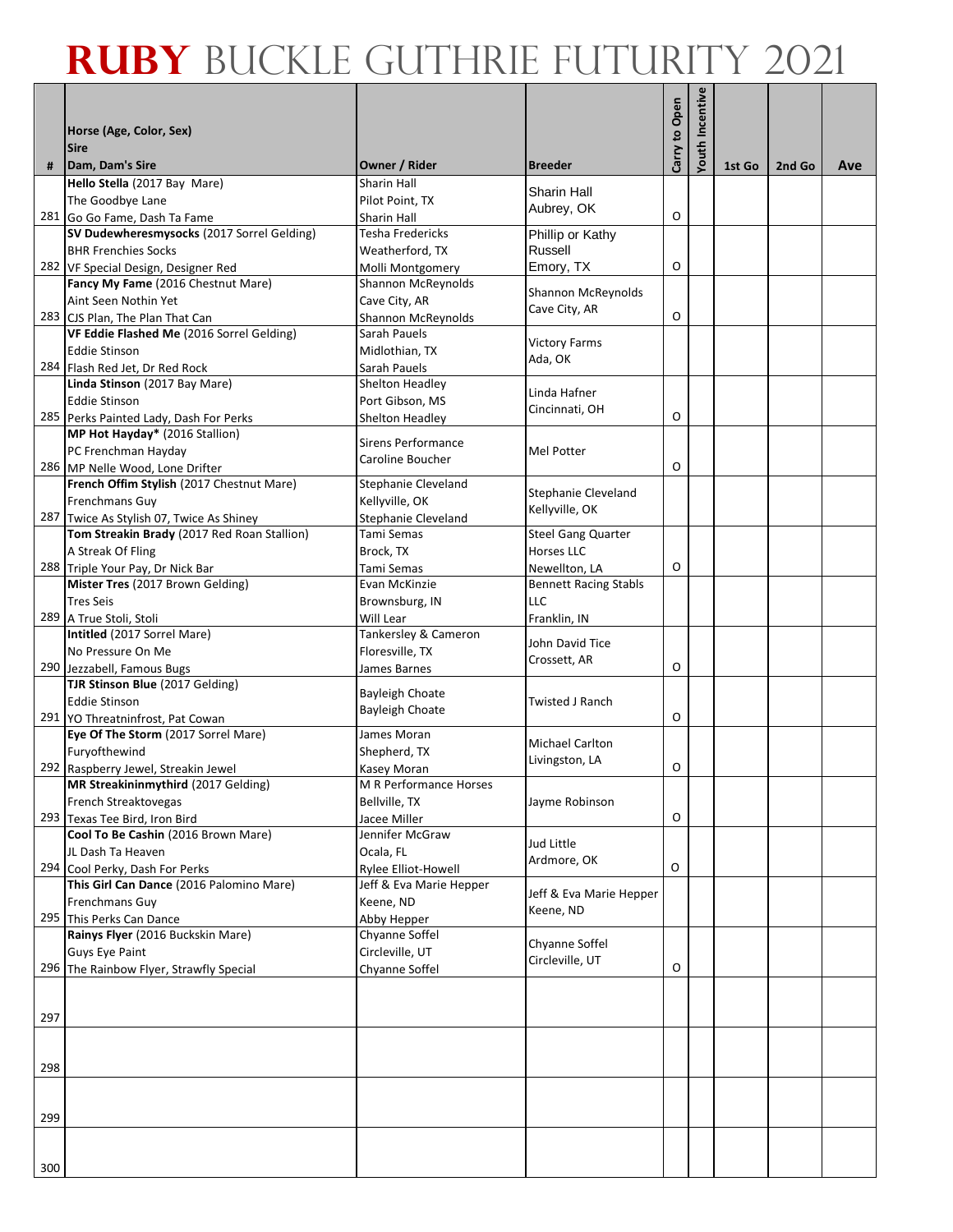# RUBY BUCKLE GUTHRIE FUTURITY 2021

| # | Horse (Age, Color, Sex)<br>Sire<br>Dam, Dam's Sire | Owner / Rider | Breeder | Carry to Open | Youth Incentive | 1st Go | 2nd Go | Ave |
|---|---|---|---|---|---|---|---|---|
| 281 | **Hello Stella** (2017 Bay Mare)<br>The Goodbye Lane<br>Go Go Fame, Dash Ta Fame | Sharin Hall<br>Pilot Point, TX<br>Sharin Hall | Sharin Hall<br>Aubrey, OK | O | | | | |
| 282 | **SV Dudewheresmysocks** (2017 Sorrel Gelding)<br>BHR Frenchies Socks<br>VF Special Design, Designer Red | Tesha Fredericks<br>Weatherford, TX<br>Molli Montgomery | Phillip or Kathy Russell<br>Emory, TX | O | | | | |
| 283 | **Fancy My Fame** (2016 Chestnut Mare)<br>Aint Seen Nothin Yet<br>CJS Plan, The Plan That Can | Shannon McReynolds<br>Cave City, AR<br>Shannon McReynolds | Shannon McReynolds<br>Cave City, AR | O | | | | |
| 284 | **VF Eddie Flashed Me** (2016 Sorrel Gelding)<br>Eddie Stinson<br>Flash Red Jet, Dr Red Rock | Sarah Pauels<br>Midlothian, TX<br>Sarah Pauels | Victory Farms<br>Ada, OK | | | | | |
| 285 | **Linda Stinson** (2017 Bay Mare)<br>Eddie Stinson<br>Perks Painted Lady, Dash For Perks | Shelton Headley<br>Port Gibson, MS<br>Shelton Headley | Linda Hafner<br>Cincinnati, OH | O | | | | |
| 286 | **MP Hot Hayday*** (2016 Stallion)<br>PC Frenchman Hayday<br>MP Nelle Wood, Lone Drifter | Sirens Performance<br>Caroline Boucher | Mel Potter | O | | | | |
| 287 | **French Offim Stylish** (2017 Chestnut Mare)<br>Frenchmans Guy<br>Twice As Stylish 07, Twice As Shiney | Stephanie Cleveland<br>Kellyville, OK<br>Stephanie Cleveland | Stephanie Cleveland<br>Kellyville, OK | | | | | |
| 288 | **Tom Streakin Brady** (2017 Red Roan Stallion)<br>A Streak Of Fling<br>Triple Your Pay, Dr Nick Bar | Tami Semas<br>Brock, TX<br>Tami Semas | Steel Gang Quarter Horses LLC<br>Newellton, LA | O | | | | |
| 289 | **Mister Tres** (2017 Brown Gelding)<br>Tres Seis<br>A True Stoli, Stoli | Evan McKinzie<br>Brownsburg, IN<br>Will Lear | Bennett Racing Stabls LLC<br>Franklin, IN | | | | | |
| 290 | **Intitled** (2017 Sorrel Mare)<br>No Pressure On Me<br>Jezzabell, Famous Bugs | Tankersley & Cameron<br>Floresville, TX<br>James Barnes | John David Tice<br>Crossett, AR | O | | | | |
| 291 | **TJR Stinson Blue** (2017 Gelding)<br>Eddie Stinson<br>YO Threatninfrost, Pat Cowan | Bayleigh Choate<br>Bayleigh Choate | Twisted J Ranch | O | | | | |
| 292 | **Eye Of The Storm** (2017 Sorrel Mare)<br>Furyofthewind<br>Raspberry Jewel, Streakin Jewel | James Moran<br>Shepherd, TX<br>Kasey Moran | Michael Carlton<br>Livingston, LA | O | | | | |
| 293 | **MR Streakininmythird** (2017 Gelding)<br>French Streaktovegas<br>Texas Tee Bird, Iron Bird | M R Performance Horses<br>Bellville, TX<br>Jacee Miller | Jayme Robinson | O | | | | |
| 294 | **Cool To Be Cashin** (2016 Brown Mare)<br>JL Dash Ta Heaven<br>Cool Perky, Dash For Perks | Jennifer McGraw<br>Ocala, FL<br>Rylee Elliot-Howell | Jud Little<br>Ardmore, OK | O | | | | |
| 295 | **This Girl Can Dance** (2016 Palomino Mare)<br>Frenchmans Guy<br>This Perks Can Dance | Jeff & Eva Marie Hepper<br>Keene, ND<br>Abby Hepper | Jeff & Eva Marie Hepper<br>Keene, ND | | | | | |
| 296 | **Rainys Flyer** (2016 Buckskin Mare)<br>Guys Eye Paint<br>The Rainbow Flyer, Strawfly Special | Chyanne Soffel<br>Circleville, UT<br>Chyanne Soffel | Chyanne Soffel<br>Circleville, UT | O | | | | |
| 297 | | | | | | | | |
| 298 | | | | | | | | |
| 299 | | | | | | | | |
| 300 | | | | | | | | |